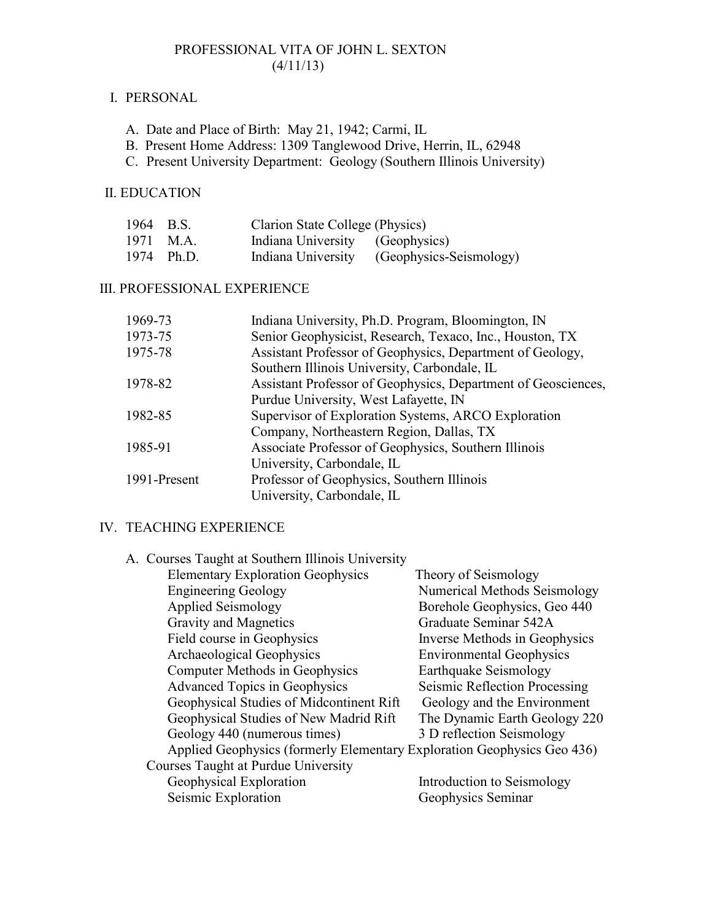# PROFESSIONAL VITA OF JOHN L. SEXTON
(4/11/13)

## I. PERSONAL

A. Date and Place of Birth: May 21, 1942; Carmi, IL
B. Present Home Address: 1309 Tanglewood Drive, Herrin, IL, 62948
C. Present University Department: Geology (Southern Illinois University)

## II. EDUCATION

| | | | |
|---|---|---|---|
| 1964 | B.S. | Clarion State College (Physics) | |
| 1971 | M.A. | Indiana University | (Geophysics) |
| 1974 | Ph.D. | Indiana University | (Geophysics-Seismology) |

## III. PROFESSIONAL EXPERIENCE

| | |
|---|---|
| 1969-73 | Indiana University, Ph.D. Program, Bloomington, IN |
| 1973-75 | Senior Geophysicist, Research, Texaco, Inc., Houston, TX |
| 1975-78 | Assistant Professor of Geophysics, Department of Geology, Southern Illinois University, Carbondale, IL |
| 1978-82 | Assistant Professor of Geophysics, Department of Geosciences, Purdue University, West Lafayette, IN |
| 1982-85 | Supervisor of Exploration Systems, ARCO Exploration Company, Northeastern Region, Dallas, TX |
| 1985-91 | Associate Professor of Geophysics, Southern Illinois University, Carbondale, IL |
| 1991-Present | Professor of Geophysics, Southern Illinois University, Carbondale, IL |

## IV. TEACHING EXPERIENCE

A. Courses Taught at Southern Illinois University

| | |
|---|---|
| Elementary Exploration Geophysics | Theory of Seismology |
| Engineering Geology | Numerical Methods Seismology |
| Applied Seismology | Borehole Geophysics, Geo 440 |
| Gravity and Magnetics | Graduate Seminar 542A |
| Field course in Geophysics | Inverse Methods in Geophysics |
| Archaeological Geophysics | Environmental Geophysics |
| Computer Methods in Geophysics | Earthquake Seismology |
| Advanced Topics in Geophysics | Seismic Reflection Processing |
| Geophysical Studies of Midcontinent Rift | Geology and the Environment |
| Geophysical Studies of New Madrid Rift | The Dynamic Earth Geology 220 |
| Geology 440 (numerous times) | 3 D reflection Seismology |

Applied Geophysics (formerly Elementary Exploration Geophysics Geo 436)

Courses Taught at Purdue University

| | |
|---|---|
| Geophysical Exploration | Introduction to Seismology |
| Seismic Exploration | Geophysics Seminar |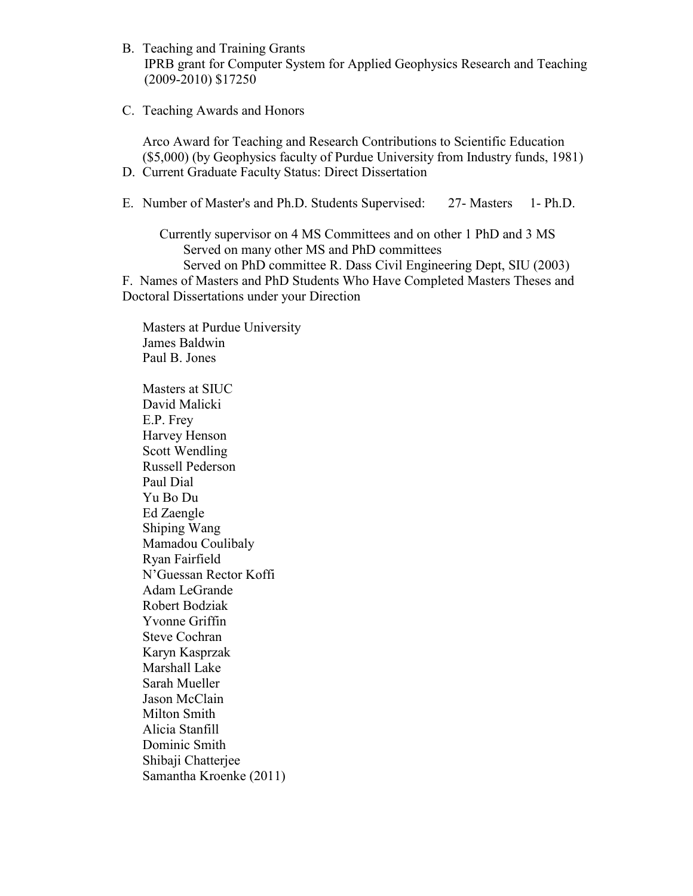B. Teaching and Training Grants
   IPRB grant for Computer System for Applied Geophysics Research and Teaching (2009-2010) $17250

C. Teaching Awards and Honors

   Arco Award for Teaching and Research Contributions to Scientific Education ($5,000) (by Geophysics faculty of Purdue University from Industry funds, 1981)

D. Current Graduate Faculty Status: Direct Dissertation

E. Number of Master's and Ph.D. Students Supervised: 27- Masters 1- Ph.D.

   Currently supervisor on 4 MS Committees and on other 1 PhD and 3 MS
   Served on many other MS and PhD committees
   Served on PhD committee R. Dass Civil Engineering Dept, SIU (2003)

F. Names of Masters and PhD Students Who Have Completed Masters Theses and Doctoral Dissertations under your Direction

Masters at Purdue University
James Baldwin
Paul B. Jones

Masters at SIUC
David Malicki
E.P. Frey
Harvey Henson
Scott Wendling
Russell Pederson
Paul Dial
Yu Bo Du
Ed Zaengle
Shiping Wang
Mamadou Coulibaly
Ryan Fairfield
N'Guessan Rector Koffi
Adam LeGrande
Robert Bodziak
Yvonne Griffin
Steve Cochran
Karyn Kasprzak
Marshall Lake
Sarah Mueller
Jason McClain
Milton Smith
Alicia Stanfill
Dominic Smith
Shibaji Chatterjee
Samantha Kroenke (2011)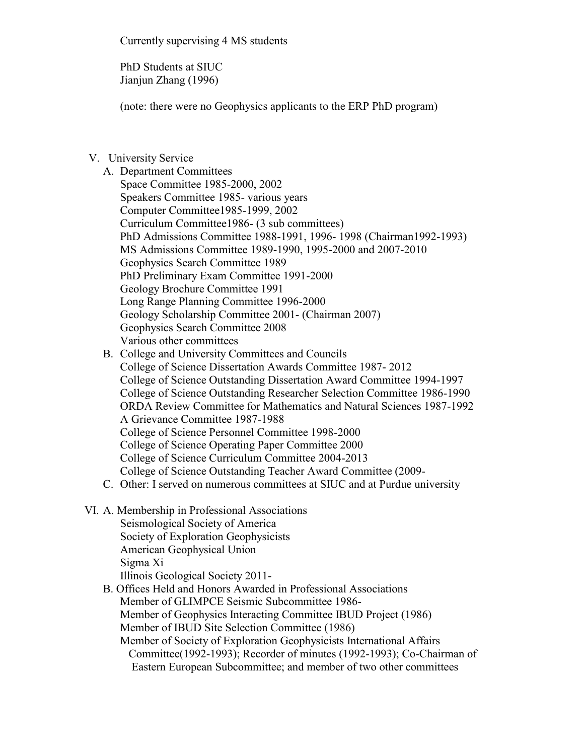Currently supervising 4 MS students

PhD Students at SIUC
Jianjun Zhang (1996)

(note: there were no Geophysics applicants to the ERP PhD program)

V. University Service

A. Department Committees
   - Space Committee 1985-2000, 2002
   - Speakers Committee 1985- various years
   - Computer Committee1985-1999, 2002
   - Curriculum Committee1986- (3 sub committees)
   - PhD Admissions Committee 1988-1991, 1996- 1998 (Chairman1992-1993)
   - MS Admissions Committee 1989-1990, 1995-2000 and 2007-2010
   - Geophysics Search Committee 1989
   - PhD Preliminary Exam Committee 1991-2000
   - Geology Brochure Committee 1991
   - Long Range Planning Committee 1996-2000
   - Geology Scholarship Committee 2001- (Chairman 2007)
   - Geophysics Search Committee 2008
   - Various other committees

B. College and University Committees and Councils
   - College of Science Dissertation Awards Committee 1987- 2012
   - College of Science Outstanding Dissertation Award Committee 1994-1997
   - College of Science Outstanding Researcher Selection Committee 1986-1990
   - ORDA Review Committee for Mathematics and Natural Sciences 1987-1992
   - A Grievance Committee 1987-1988
   - College of Science Personnel Committee 1998-2000
   - College of Science Operating Paper Committee 2000
   - College of Science Curriculum Committee 2004-2013
   - College of Science Outstanding Teacher Award Committee (2009-

C. Other: I served on numerous committees at SIUC and at Purdue university

VI. A. Membership in Professional Associations
   - Seismological Society of America
   - Society of Exploration Geophysicists
   - American Geophysical Union
   - Sigma Xi
   - Illinois Geological Society 2011-

B. Offices Held and Honors Awarded in Professional Associations
   - Member of GLIMPCE Seismic Subcommittee 1986-
   - Member of Geophysics Interacting Committee IBUD Project (1986)
   - Member of IBUD Site Selection Committee (1986)
   - Member of Society of Exploration Geophysicists International Affairs Committee(1992-1993); Recorder of minutes (1992-1993); Co-Chairman of Eastern European Subcommittee; and member of two other committees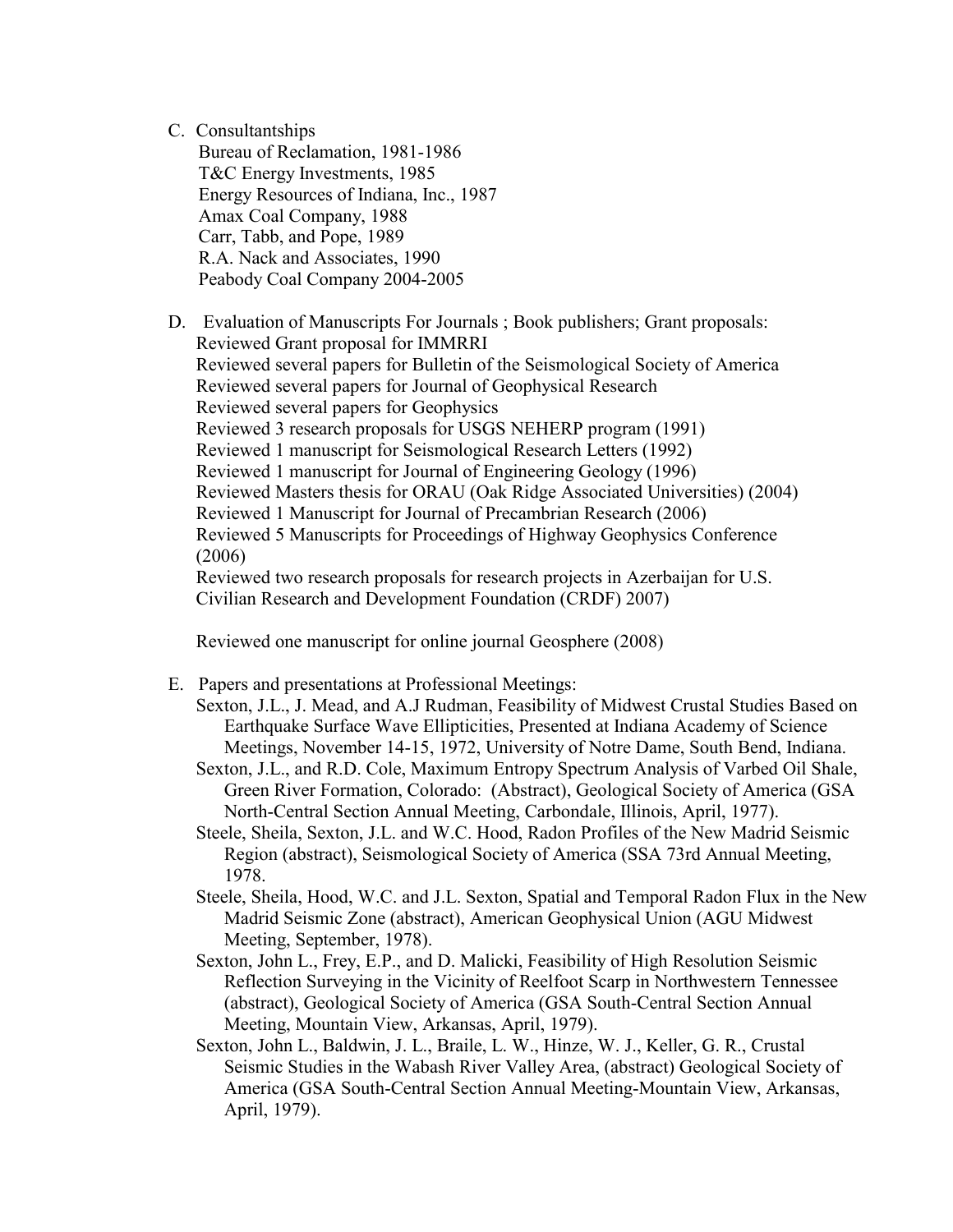C. Consultantships

   Bureau of Reclamation, 1981-1986
   T&C Energy Investments, 1985
   Energy Resources of Indiana, Inc., 1987
   Amax Coal Company, 1988
   Carr, Tabb, and Pope, 1989
   R.A. Nack and Associates, 1990
   Peabody Coal Company 2004-2005

D. Evaluation of Manuscripts For Journals ; Book publishers; Grant proposals:

   Reviewed Grant proposal for IMMRRI
   Reviewed several papers for Bulletin of the Seismological Society of America
   Reviewed several papers for Journal of Geophysical Research
   Reviewed several papers for Geophysics
   Reviewed 3 research proposals for USGS NEHERP program (1991)
   Reviewed 1 manuscript for Seismological Research Letters (1992)
   Reviewed 1 manuscript for Journal of Engineering Geology (1996)
   Reviewed Masters thesis for ORAU (Oak Ridge Associated Universities) (2004)
   Reviewed 1 Manuscript for Journal of Precambrian Research (2006)
   Reviewed 5 Manuscripts for Proceedings of Highway Geophysics Conference (2006)
   Reviewed two research proposals for research projects in Azerbaijan for U.S. Civilian Research and Development Foundation (CRDF) 2007)

   Reviewed one manuscript for online journal Geosphere (2008)

E. Papers and presentations at Professional Meetings:

   Sexton, J.L., J. Mead, and A.J Rudman, Feasibility of Midwest Crustal Studies Based on Earthquake Surface Wave Ellipticities, Presented at Indiana Academy of Science Meetings, November 14-15, 1972, University of Notre Dame, South Bend, Indiana.

   Sexton, J.L., and R.D. Cole, Maximum Entropy Spectrum Analysis of Varbed Oil Shale, Green River Formation, Colorado: (Abstract), Geological Society of America (GSA North-Central Section Annual Meeting, Carbondale, Illinois, April, 1977).

   Steele, Sheila, Sexton, J.L. and W.C. Hood, Radon Profiles of the New Madrid Seismic Region (abstract), Seismological Society of America (SSA 73rd Annual Meeting, 1978.

   Steele, Sheila, Hood, W.C. and J.L. Sexton, Spatial and Temporal Radon Flux in the New Madrid Seismic Zone (abstract), American Geophysical Union (AGU Midwest Meeting, September, 1978).

   Sexton, John L., Frey, E.P., and D. Malicki, Feasibility of High Resolution Seismic Reflection Surveying in the Vicinity of Reelfoot Scarp in Northwestern Tennessee (abstract), Geological Society of America (GSA South-Central Section Annual Meeting, Mountain View, Arkansas, April, 1979).

   Sexton, John L., Baldwin, J. L., Braile, L. W., Hinze, W. J., Keller, G. R., Crustal Seismic Studies in the Wabash River Valley Area, (abstract) Geological Society of America (GSA South-Central Section Annual Meeting-Mountain View, Arkansas, April, 1979).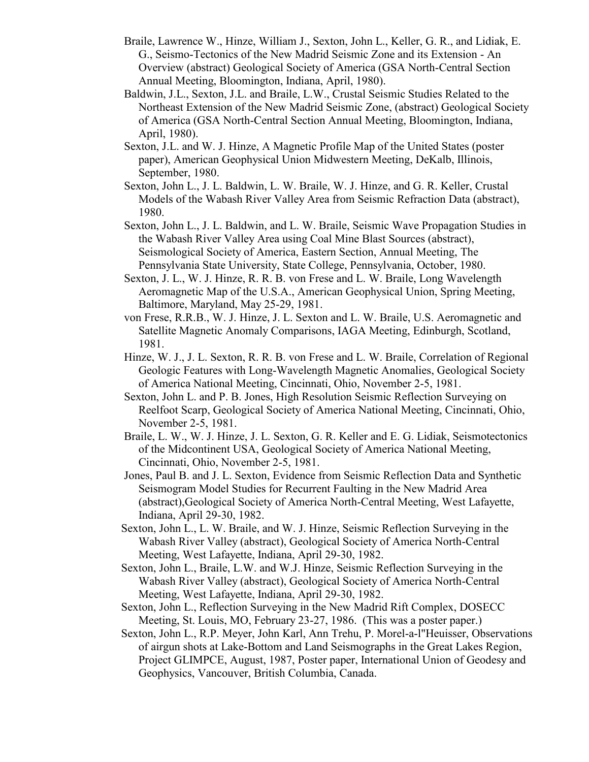Braile, Lawrence W., Hinze, William J., Sexton, John L., Keller, G. R., and Lidiak, E. G., Seismo-Tectonics of the New Madrid Seismic Zone and its Extension - An Overview (abstract) Geological Society of America (GSA North-Central Section Annual Meeting, Bloomington, Indiana, April, 1980).

Baldwin, J.L., Sexton, J.L. and Braile, L.W., Crustal Seismic Studies Related to the Northeast Extension of the New Madrid Seismic Zone, (abstract) Geological Society of America (GSA North-Central Section Annual Meeting, Bloomington, Indiana, April, 1980).

Sexton, J.L. and W. J. Hinze, A Magnetic Profile Map of the United States (poster paper), American Geophysical Union Midwestern Meeting, DeKalb, Illinois, September, 1980.

Sexton, John L., J. L. Baldwin, L. W. Braile, W. J. Hinze, and G. R. Keller, Crustal Models of the Wabash River Valley Area from Seismic Refraction Data (abstract), 1980.

Sexton, John L., J. L. Baldwin, and L. W. Braile, Seismic Wave Propagation Studies in the Wabash River Valley Area using Coal Mine Blast Sources (abstract), Seismological Society of America, Eastern Section, Annual Meeting, The Pennsylvania State University, State College, Pennsylvania, October, 1980.

Sexton, J. L., W. J. Hinze, R. R. B. von Frese and L. W. Braile, Long Wavelength Aeromagnetic Map of the U.S.A., American Geophysical Union, Spring Meeting, Baltimore, Maryland, May 25-29, 1981.

von Frese, R.R.B., W. J. Hinze, J. L. Sexton and L. W. Braile, U.S. Aeromagnetic and Satellite Magnetic Anomaly Comparisons, IAGA Meeting, Edinburgh, Scotland, 1981.

Hinze, W. J., J. L. Sexton, R. R. B. von Frese and L. W. Braile, Correlation of Regional Geologic Features with Long-Wavelength Magnetic Anomalies, Geological Society of America National Meeting, Cincinnati, Ohio, November 2-5, 1981.

Sexton, John L. and P. B. Jones, High Resolution Seismic Reflection Surveying on Reelfoot Scarp, Geological Society of America National Meeting, Cincinnati, Ohio, November 2-5, 1981.

Braile, L. W., W. J. Hinze, J. L. Sexton, G. R. Keller and E. G. Lidiak, Seismotectonics of the Midcontinent USA, Geological Society of America National Meeting, Cincinnati, Ohio, November 2-5, 1981.

Jones, Paul B. and J. L. Sexton, Evidence from Seismic Reflection Data and Synthetic Seismogram Model Studies for Recurrent Faulting in the New Madrid Area (abstract),Geological Society of America North-Central Meeting, West Lafayette, Indiana, April 29-30, 1982.

Sexton, John L., L. W. Braile, and W. J. Hinze, Seismic Reflection Surveying in the Wabash River Valley (abstract), Geological Society of America North-Central Meeting, West Lafayette, Indiana, April 29-30, 1982.

Sexton, John L., Braile, L.W. and W.J. Hinze, Seismic Reflection Surveying in the Wabash River Valley (abstract), Geological Society of America North-Central Meeting, West Lafayette, Indiana, April 29-30, 1982.

Sexton, John L., Reflection Surveying in the New Madrid Rift Complex, DOSECC Meeting, St. Louis, MO, February 23-27, 1986. (This was a poster paper.)

Sexton, John L., R.P. Meyer, John Karl, Ann Trehu, P. Morel-a-l"Heuisser, Observations of airgun shots at Lake-Bottom and Land Seismographs in the Great Lakes Region, Project GLIMPCE, August, 1987, Poster paper, International Union of Geodesy and Geophysics, Vancouver, British Columbia, Canada.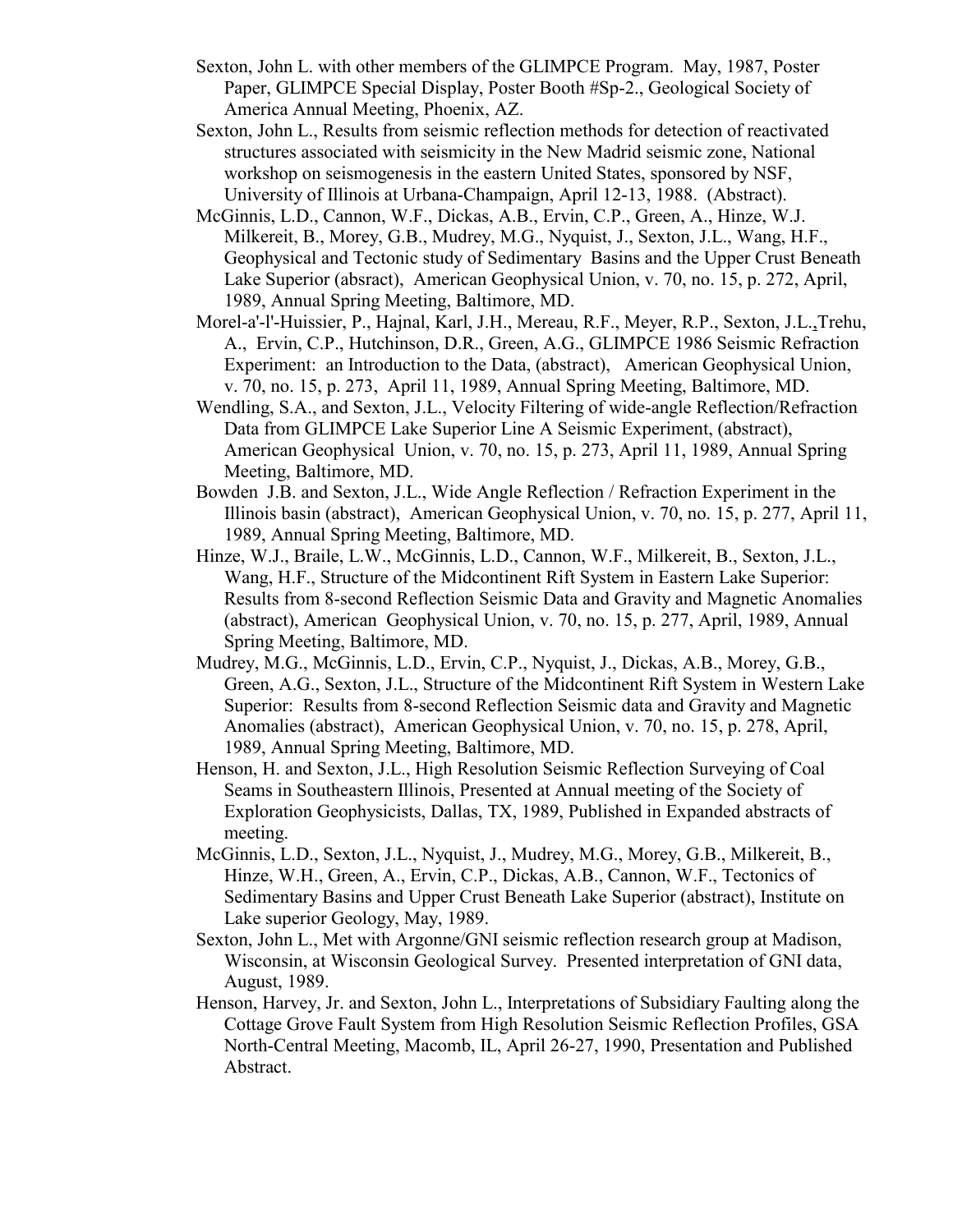Sexton, John L. with other members of the GLIMPCE Program. May, 1987, Poster Paper, GLIMPCE Special Display, Poster Booth #Sp-2., Geological Society of America Annual Meeting, Phoenix, AZ.

Sexton, John L., Results from seismic reflection methods for detection of reactivated structures associated with seismicity in the New Madrid seismic zone, National workshop on seismogenesis in the eastern United States, sponsored by NSF, University of Illinois at Urbana-Champaign, April 12-13, 1988. (Abstract).

McGinnis, L.D., Cannon, W.F., Dickas, A.B., Ervin, C.P., Green, A., Hinze, W.J. Milkereit, B., Morey, G.B., Mudrey, M.G., Nyquist, J., Sexton, J.L., Wang, H.F., Geophysical and Tectonic study of Sedimentary Basins and the Upper Crust Beneath Lake Superior (absract), American Geophysical Union, v. 70, no. 15, p. 272, April, 1989, Annual Spring Meeting, Baltimore, MD.

Morel-a'-l'-Huissier, P., Hajnal, Karl, J.H., Mereau, R.F., Meyer, R.P., Sexton, J.L.,Trehu, A., Ervin, C.P., Hutchinson, D.R., Green, A.G., GLIMPCE 1986 Seismic Refraction Experiment: an Introduction to the Data, (abstract), American Geophysical Union, v. 70, no. 15, p. 273, April 11, 1989, Annual Spring Meeting, Baltimore, MD.

Wendling, S.A., and Sexton, J.L., Velocity Filtering of wide-angle Reflection/Refraction Data from GLIMPCE Lake Superior Line A Seismic Experiment, (abstract), American Geophysical Union, v. 70, no. 15, p. 273, April 11, 1989, Annual Spring Meeting, Baltimore, MD.

Bowden J.B. and Sexton, J.L., Wide Angle Reflection / Refraction Experiment in the Illinois basin (abstract), American Geophysical Union, v. 70, no. 15, p. 277, April 11, 1989, Annual Spring Meeting, Baltimore, MD.

Hinze, W.J., Braile, L.W., McGinnis, L.D., Cannon, W.F., Milkereit, B., Sexton, J.L., Wang, H.F., Structure of the Midcontinent Rift System in Eastern Lake Superior: Results from 8-second Reflection Seismic Data and Gravity and Magnetic Anomalies (abstract), American Geophysical Union, v. 70, no. 15, p. 277, April, 1989, Annual Spring Meeting, Baltimore, MD.

Mudrey, M.G., McGinnis, L.D., Ervin, C.P., Nyquist, J., Dickas, A.B., Morey, G.B., Green, A.G., Sexton, J.L., Structure of the Midcontinent Rift System in Western Lake Superior: Results from 8-second Reflection Seismic data and Gravity and Magnetic Anomalies (abstract), American Geophysical Union, v. 70, no. 15, p. 278, April, 1989, Annual Spring Meeting, Baltimore, MD.

Henson, H. and Sexton, J.L., High Resolution Seismic Reflection Surveying of Coal Seams in Southeastern Illinois, Presented at Annual meeting of the Society of Exploration Geophysicists, Dallas, TX, 1989, Published in Expanded abstracts of meeting.

McGinnis, L.D., Sexton, J.L., Nyquist, J., Mudrey, M.G., Morey, G.B., Milkereit, B., Hinze, W.H., Green, A., Ervin, C.P., Dickas, A.B., Cannon, W.F., Tectonics of Sedimentary Basins and Upper Crust Beneath Lake Superior (abstract), Institute on Lake superior Geology, May, 1989.

Sexton, John L., Met with Argonne/GNI seismic reflection research group at Madison, Wisconsin, at Wisconsin Geological Survey. Presented interpretation of GNI data, August, 1989.

Henson, Harvey, Jr. and Sexton, John L., Interpretations of Subsidiary Faulting along the Cottage Grove Fault System from High Resolution Seismic Reflection Profiles, GSA North-Central Meeting, Macomb, IL, April 26-27, 1990, Presentation and Published Abstract.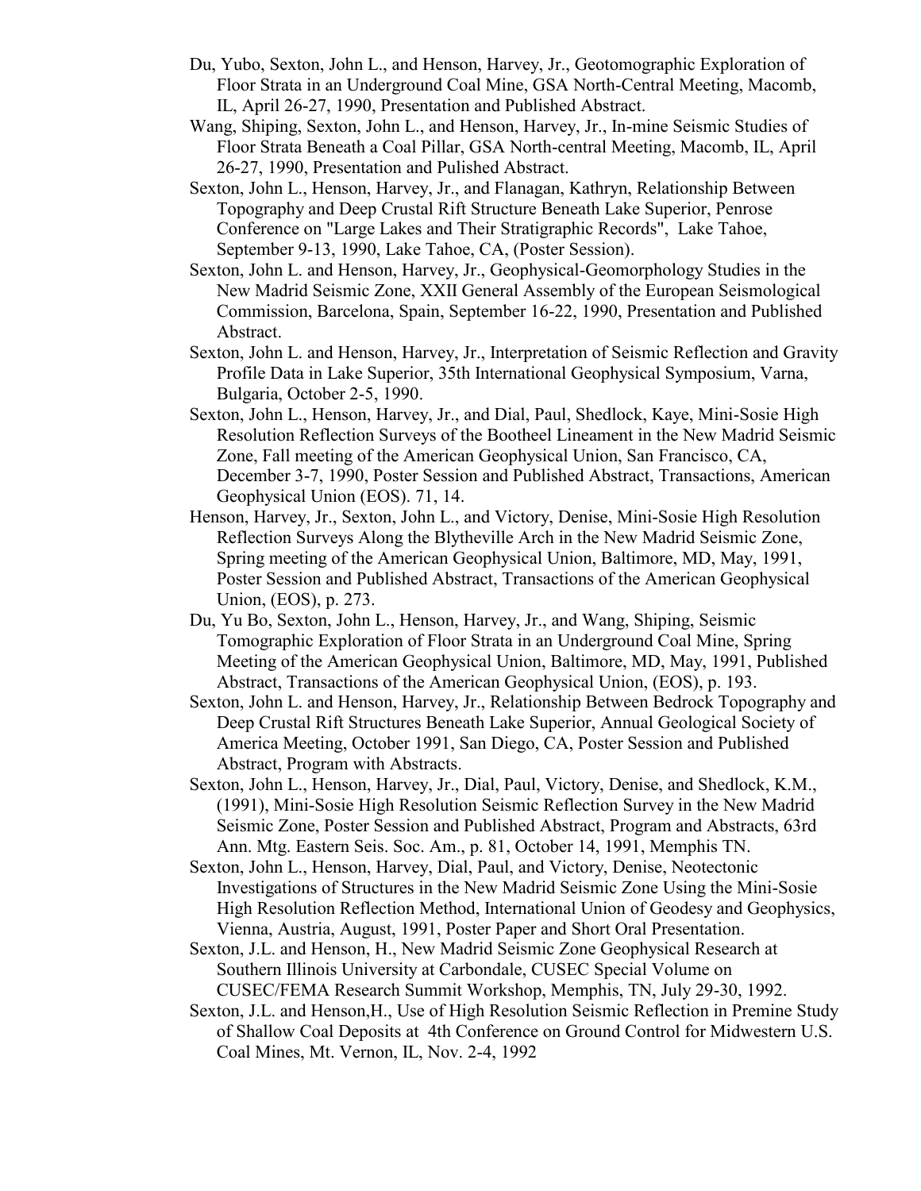Du, Yubo, Sexton, John L., and Henson, Harvey, Jr., Geotomographic Exploration of Floor Strata in an Underground Coal Mine, GSA North-Central Meeting, Macomb, IL, April 26-27, 1990, Presentation and Published Abstract.

Wang, Shiping, Sexton, John L., and Henson, Harvey, Jr., In-mine Seismic Studies of Floor Strata Beneath a Coal Pillar, GSA North-central Meeting, Macomb, IL, April 26-27, 1990, Presentation and Pulished Abstract.

Sexton, John L., Henson, Harvey, Jr., and Flanagan, Kathryn, Relationship Between Topography and Deep Crustal Rift Structure Beneath Lake Superior, Penrose Conference on "Large Lakes and Their Stratigraphic Records", Lake Tahoe, September 9-13, 1990, Lake Tahoe, CA, (Poster Session).

Sexton, John L. and Henson, Harvey, Jr., Geophysical-Geomorphology Studies in the New Madrid Seismic Zone, XXII General Assembly of the European Seismological Commission, Barcelona, Spain, September 16-22, 1990, Presentation and Published Abstract.

Sexton, John L. and Henson, Harvey, Jr., Interpretation of Seismic Reflection and Gravity Profile Data in Lake Superior, 35th International Geophysical Symposium, Varna, Bulgaria, October 2-5, 1990.

Sexton, John L., Henson, Harvey, Jr., and Dial, Paul, Shedlock, Kaye, Mini-Sosie High Resolution Reflection Surveys of the Bootheel Lineament in the New Madrid Seismic Zone, Fall meeting of the American Geophysical Union, San Francisco, CA, December 3-7, 1990, Poster Session and Published Abstract, Transactions, American Geophysical Union (EOS). 71, 14.

Henson, Harvey, Jr., Sexton, John L., and Victory, Denise, Mini-Sosie High Resolution Reflection Surveys Along the Blytheville Arch in the New Madrid Seismic Zone, Spring meeting of the American Geophysical Union, Baltimore, MD, May, 1991, Poster Session and Published Abstract, Transactions of the American Geophysical Union, (EOS), p. 273.

Du, Yu Bo, Sexton, John L., Henson, Harvey, Jr., and Wang, Shiping, Seismic Tomographic Exploration of Floor Strata in an Underground Coal Mine, Spring Meeting of the American Geophysical Union, Baltimore, MD, May, 1991, Published Abstract, Transactions of the American Geophysical Union, (EOS), p. 193.

Sexton, John L. and Henson, Harvey, Jr., Relationship Between Bedrock Topography and Deep Crustal Rift Structures Beneath Lake Superior, Annual Geological Society of America Meeting, October 1991, San Diego, CA, Poster Session and Published Abstract, Program with Abstracts.

Sexton, John L., Henson, Harvey, Jr., Dial, Paul, Victory, Denise, and Shedlock, K.M., (1991), Mini-Sosie High Resolution Seismic Reflection Survey in the New Madrid Seismic Zone, Poster Session and Published Abstract, Program and Abstracts, 63rd Ann. Mtg. Eastern Seis. Soc. Am., p. 81, October 14, 1991, Memphis TN.

Sexton, John L., Henson, Harvey, Dial, Paul, and Victory, Denise, Neotectonic Investigations of Structures in the New Madrid Seismic Zone Using the Mini-Sosie High Resolution Reflection Method, International Union of Geodesy and Geophysics, Vienna, Austria, August, 1991, Poster Paper and Short Oral Presentation.

Sexton, J.L. and Henson, H., New Madrid Seismic Zone Geophysical Research at Southern Illinois University at Carbondale, CUSEC Special Volume on CUSEC/FEMA Research Summit Workshop, Memphis, TN, July 29-30, 1992.

Sexton, J.L. and Henson,H., Use of High Resolution Seismic Reflection in Premine Study of Shallow Coal Deposits at 4th Conference on Ground Control for Midwestern U.S. Coal Mines, Mt. Vernon, IL, Nov. 2-4, 1992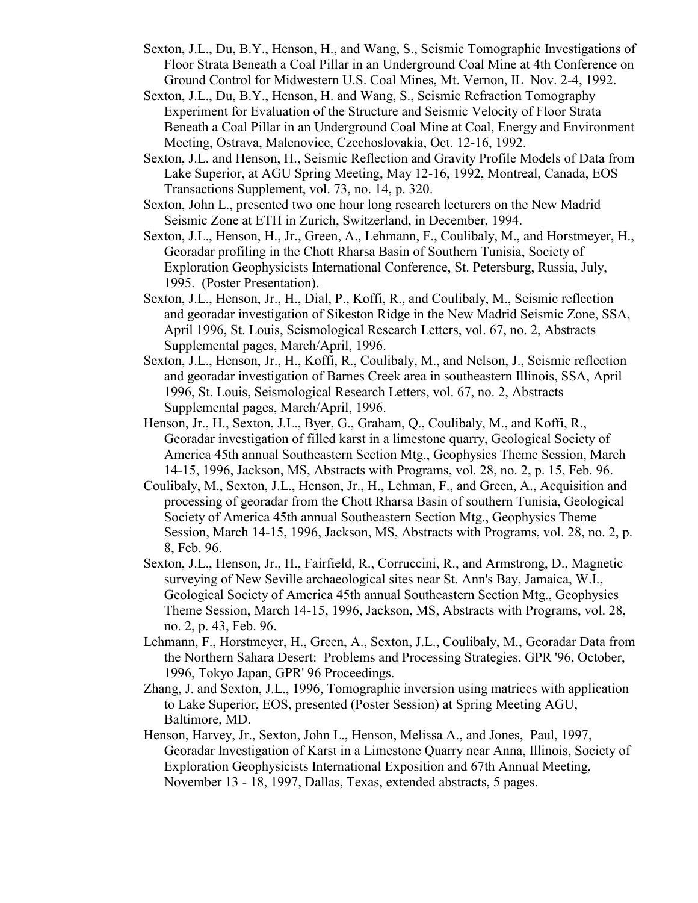Sexton, J.L., Du, B.Y., Henson, H., and Wang, S., Seismic Tomographic Investigations of Floor Strata Beneath a Coal Pillar in an Underground Coal Mine at 4th Conference on Ground Control for Midwestern U.S. Coal Mines, Mt. Vernon, IL Nov. 2-4, 1992.

Sexton, J.L., Du, B.Y., Henson, H. and Wang, S., Seismic Refraction Tomography Experiment for Evaluation of the Structure and Seismic Velocity of Floor Strata Beneath a Coal Pillar in an Underground Coal Mine at Coal, Energy and Environment Meeting, Ostrava, Malenovice, Czechoslovakia, Oct. 12-16, 1992.

Sexton, J.L. and Henson, H., Seismic Reflection and Gravity Profile Models of Data from Lake Superior, at AGU Spring Meeting, May 12-16, 1992, Montreal, Canada, EOS Transactions Supplement, vol. 73, no. 14, p. 320.

Sexton, John L., presented <u>two</u> one hour long research lecturers on the New Madrid Seismic Zone at ETH in Zurich, Switzerland, in December, 1994.

Sexton, J.L., Henson, H., Jr., Green, A., Lehmann, F., Coulibaly, M., and Horstmeyer, H., Georadar profiling in the Chott Rharsa Basin of Southern Tunisia, Society of Exploration Geophysicists International Conference, St. Petersburg, Russia, July, 1995. (Poster Presentation).

Sexton, J.L., Henson, Jr., H., Dial, P., Koffi, R., and Coulibaly, M., Seismic reflection and georadar investigation of Sikeston Ridge in the New Madrid Seismic Zone, SSA, April 1996, St. Louis, Seismological Research Letters, vol. 67, no. 2, Abstracts Supplemental pages, March/April, 1996.

Sexton, J.L., Henson, Jr., H., Koffi, R., Coulibaly, M., and Nelson, J., Seismic reflection and georadar investigation of Barnes Creek area in southeastern Illinois, SSA, April 1996, St. Louis, Seismological Research Letters, vol. 67, no. 2, Abstracts Supplemental pages, March/April, 1996.

Henson, Jr., H., Sexton, J.L., Byer, G., Graham, Q., Coulibaly, M., and Koffi, R., Georadar investigation of filled karst in a limestone quarry, Geological Society of America 45th annual Southeastern Section Mtg., Geophysics Theme Session, March 14-15, 1996, Jackson, MS, Abstracts with Programs, vol. 28, no. 2, p. 15, Feb. 96.

Coulibaly, M., Sexton, J.L., Henson, Jr., H., Lehman, F., and Green, A., Acquisition and processing of georadar from the Chott Rharsa Basin of southern Tunisia, Geological Society of America 45th annual Southeastern Section Mtg., Geophysics Theme Session, March 14-15, 1996, Jackson, MS, Abstracts with Programs, vol. 28, no. 2, p. 8, Feb. 96.

Sexton, J.L., Henson, Jr., H., Fairfield, R., Corruccini, R., and Armstrong, D., Magnetic surveying of New Seville archaeological sites near St. Ann's Bay, Jamaica, W.I., Geological Society of America 45th annual Southeastern Section Mtg., Geophysics Theme Session, March 14-15, 1996, Jackson, MS, Abstracts with Programs, vol. 28, no. 2, p. 43, Feb. 96.

Lehmann, F., Horstmeyer, H., Green, A., Sexton, J.L., Coulibaly, M., Georadar Data from the Northern Sahara Desert: Problems and Processing Strategies, GPR '96, October, 1996, Tokyo Japan, GPR' 96 Proceedings.

Zhang, J. and Sexton, J.L., 1996, Tomographic inversion using matrices with application to Lake Superior, EOS, presented (Poster Session) at Spring Meeting AGU, Baltimore, MD.

Henson, Harvey, Jr., Sexton, John L., Henson, Melissa A., and Jones, Paul, 1997, Georadar Investigation of Karst in a Limestone Quarry near Anna, Illinois, Society of Exploration Geophysicists International Exposition and 67th Annual Meeting, November 13 - 18, 1997, Dallas, Texas, extended abstracts, 5 pages.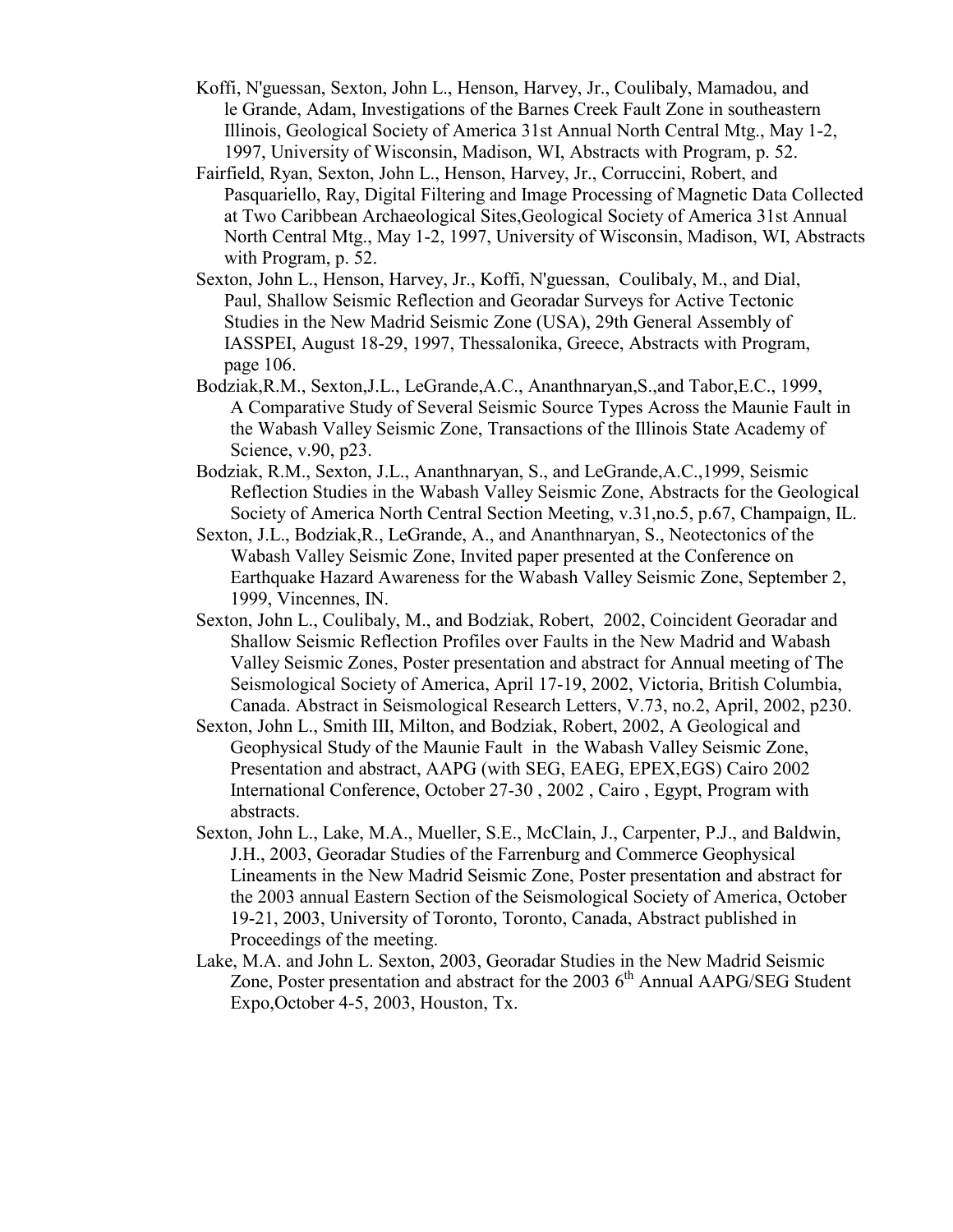Koffi, N'guessan, Sexton, John L., Henson, Harvey, Jr., Coulibaly, Mamadou, and le Grande, Adam, Investigations of the Barnes Creek Fault Zone in southeastern Illinois, Geological Society of America 31st Annual North Central Mtg., May 1-2, 1997, University of Wisconsin, Madison, WI, Abstracts with Program, p. 52.

Fairfield, Ryan, Sexton, John L., Henson, Harvey, Jr., Corruccini, Robert, and Pasquariello, Ray, Digital Filtering and Image Processing of Magnetic Data Collected at Two Caribbean Archaeological Sites,Geological Society of America 31st Annual North Central Mtg., May 1-2, 1997, University of Wisconsin, Madison, WI, Abstracts with Program, p. 52.

Sexton, John L., Henson, Harvey, Jr., Koffi, N'guessan, Coulibaly, M., and Dial, Paul, Shallow Seismic Reflection and Georadar Surveys for Active Tectonic Studies in the New Madrid Seismic Zone (USA), 29th General Assembly of IASSPEI, August 18-29, 1997, Thessalonika, Greece, Abstracts with Program, page 106.

Bodziak,R.M., Sexton,J.L., LeGrande,A.C., Ananthnaryan,S.,and Tabor,E.C., 1999, A Comparative Study of Several Seismic Source Types Across the Maunie Fault in the Wabash Valley Seismic Zone, Transactions of the Illinois State Academy of Science, v.90, p23.

Bodziak, R.M., Sexton, J.L., Ananthnaryan, S., and LeGrande,A.C.,1999, Seismic Reflection Studies in the Wabash Valley Seismic Zone, Abstracts for the Geological Society of America North Central Section Meeting, v.31,no.5, p.67, Champaign, IL.

Sexton, J.L., Bodziak,R., LeGrande, A., and Ananthnaryan, S., Neotectonics of the Wabash Valley Seismic Zone, Invited paper presented at the Conference on Earthquake Hazard Awareness for the Wabash Valley Seismic Zone, September 2, 1999, Vincennes, IN.

Sexton, John L., Coulibaly, M., and Bodziak, Robert, 2002, Coincident Georadar and Shallow Seismic Reflection Profiles over Faults in the New Madrid and Wabash Valley Seismic Zones, Poster presentation and abstract for Annual meeting of The Seismological Society of America, April 17-19, 2002, Victoria, British Columbia, Canada. Abstract in Seismological Research Letters, V.73, no.2, April, 2002, p230.

Sexton, John L., Smith III, Milton, and Bodziak, Robert, 2002, A Geological and Geophysical Study of the Maunie Fault in the Wabash Valley Seismic Zone, Presentation and abstract, AAPG (with SEG, EAEG, EPEX,EGS) Cairo 2002 International Conference, October 27-30 , 2002 , Cairo , Egypt, Program with abstracts.

Sexton, John L., Lake, M.A., Mueller, S.E., McClain, J., Carpenter, P.J., and Baldwin, J.H., 2003, Georadar Studies of the Farrenburg and Commerce Geophysical Lineaments in the New Madrid Seismic Zone, Poster presentation and abstract for the 2003 annual Eastern Section of the Seismological Society of America, October 19-21, 2003, University of Toronto, Toronto, Canada, Abstract published in Proceedings of the meeting.

Lake, M.A. and John L. Sexton, 2003, Georadar Studies in the New Madrid Seismic Zone, Poster presentation and abstract for the 2003 6th Annual AAPG/SEG Student Expo,October 4-5, 2003, Houston, Tx.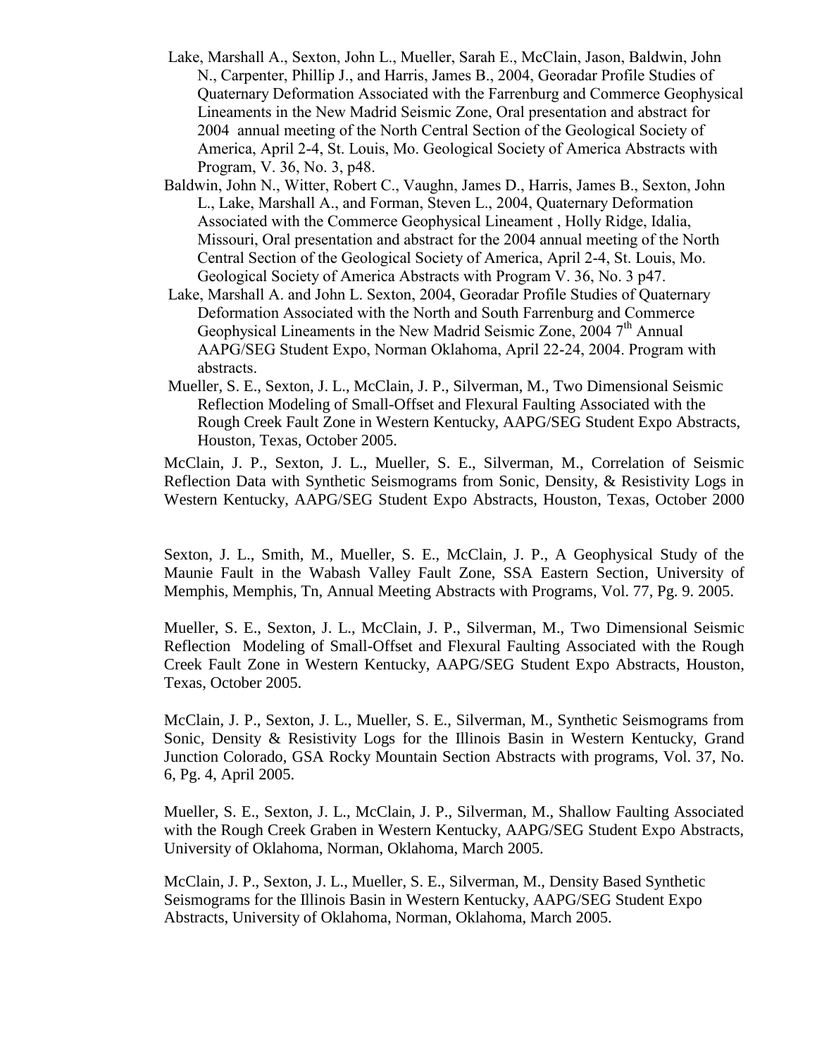Lake, Marshall A., Sexton, John L., Mueller, Sarah E., McClain, Jason, Baldwin, John N., Carpenter, Phillip J., and Harris, James B., 2004, Georadar Profile Studies of Quaternary Deformation Associated with the Farrenburg and Commerce Geophysical Lineaments in the New Madrid Seismic Zone, Oral presentation and abstract for 2004 annual meeting of the North Central Section of the Geological Society of America, April 2-4, St. Louis, Mo. Geological Society of America Abstracts with Program, V. 36, No. 3, p48.

Baldwin, John N., Witter, Robert C., Vaughn, James D., Harris, James B., Sexton, John L., Lake, Marshall A., and Forman, Steven L., 2004, Quaternary Deformation Associated with the Commerce Geophysical Lineament , Holly Ridge, Idalia, Missouri, Oral presentation and abstract for the 2004 annual meeting of the North Central Section of the Geological Society of America, April 2-4, St. Louis, Mo. Geological Society of America Abstracts with Program V. 36, No. 3 p47.

Lake, Marshall A. and John L. Sexton, 2004, Georadar Profile Studies of Quaternary Deformation Associated with the North and South Farrenburg and Commerce Geophysical Lineaments in the New Madrid Seismic Zone, 2004 7th Annual AAPG/SEG Student Expo, Norman Oklahoma, April 22-24, 2004. Program with abstracts.

Mueller, S. E., Sexton, J. L., McClain, J. P., Silverman, M., Two Dimensional Seismic Reflection Modeling of Small-Offset and Flexural Faulting Associated with the Rough Creek Fault Zone in Western Kentucky, AAPG/SEG Student Expo Abstracts, Houston, Texas, October 2005.

McClain, J. P., Sexton, J. L., Mueller, S. E., Silverman, M., Correlation of Seismic Reflection Data with Synthetic Seismograms from Sonic, Density, & Resistivity Logs in Western Kentucky, AAPG/SEG Student Expo Abstracts, Houston, Texas, October 2000

Sexton, J. L., Smith, M., Mueller, S. E., McClain, J. P., A Geophysical Study of the Maunie Fault in the Wabash Valley Fault Zone, SSA Eastern Section, University of Memphis, Memphis, Tn, Annual Meeting Abstracts with Programs, Vol. 77, Pg. 9. 2005.

Mueller, S. E., Sexton, J. L., McClain, J. P., Silverman, M., Two Dimensional Seismic Reflection Modeling of Small-Offset and Flexural Faulting Associated with the Rough Creek Fault Zone in Western Kentucky, AAPG/SEG Student Expo Abstracts, Houston, Texas, October 2005.

McClain, J. P., Sexton, J. L., Mueller, S. E., Silverman, M., Synthetic Seismograms from Sonic, Density & Resistivity Logs for the Illinois Basin in Western Kentucky, Grand Junction Colorado, GSA Rocky Mountain Section Abstracts with programs, Vol. 37, No. 6, Pg. 4, April 2005.

Mueller, S. E., Sexton, J. L., McClain, J. P., Silverman, M., Shallow Faulting Associated with the Rough Creek Graben in Western Kentucky, AAPG/SEG Student Expo Abstracts, University of Oklahoma, Norman, Oklahoma, March 2005.

McClain, J. P., Sexton, J. L., Mueller, S. E., Silverman, M., Density Based Synthetic Seismograms for the Illinois Basin in Western Kentucky, AAPG/SEG Student Expo Abstracts, University of Oklahoma, Norman, Oklahoma, March 2005.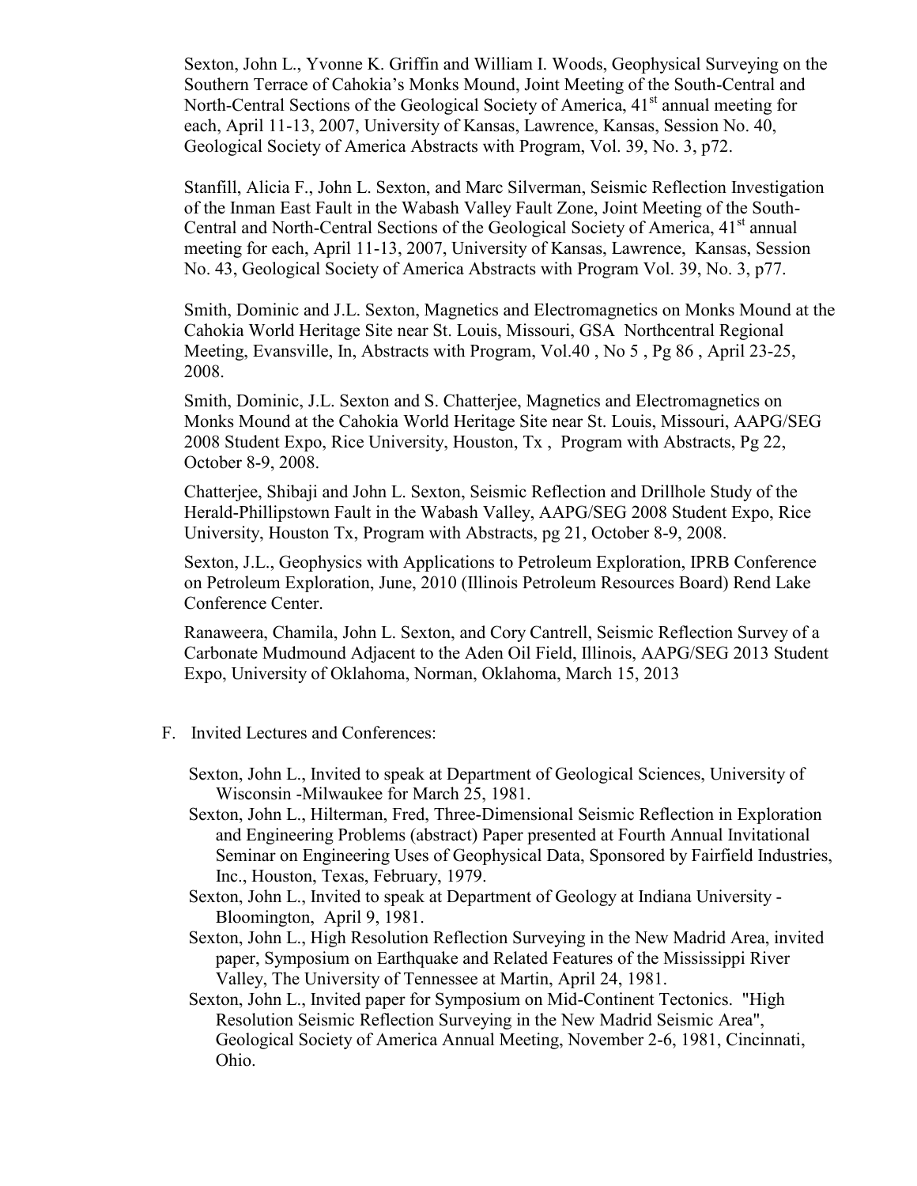Sexton, John L., Yvonne K. Griffin and William I. Woods, Geophysical Surveying on the Southern Terrace of Cahokia's Monks Mound, Joint Meeting of the South-Central and North-Central Sections of the Geological Society of America, 41st annual meeting for each, April 11-13, 2007, University of Kansas, Lawrence, Kansas, Session No. 40, Geological Society of America Abstracts with Program, Vol. 39, No. 3, p72.

Stanfill, Alicia F., John L. Sexton, and Marc Silverman, Seismic Reflection Investigation of the Inman East Fault in the Wabash Valley Fault Zone, Joint Meeting of the South-Central and North-Central Sections of the Geological Society of America, 41st annual meeting for each, April 11-13, 2007, University of Kansas, Lawrence, Kansas, Session No. 43, Geological Society of America Abstracts with Program Vol. 39, No. 3, p77.

Smith, Dominic and J.L. Sexton, Magnetics and Electromagnetics on Monks Mound at the Cahokia World Heritage Site near St. Louis, Missouri, GSA Northcentral Regional Meeting, Evansville, In, Abstracts with Program, Vol.40 , No 5 , Pg 86 , April 23-25, 2008.

Smith, Dominic, J.L. Sexton and S. Chatterjee, Magnetics and Electromagnetics on Monks Mound at the Cahokia World Heritage Site near St. Louis, Missouri, AAPG/SEG 2008 Student Expo, Rice University, Houston, Tx , Program with Abstracts, Pg 22, October 8-9, 2008.

Chatterjee, Shibaji and John L. Sexton, Seismic Reflection and Drillhole Study of the Herald-Phillipstown Fault in the Wabash Valley, AAPG/SEG 2008 Student Expo, Rice University, Houston Tx, Program with Abstracts, pg 21, October 8-9, 2008.

Sexton, J.L., Geophysics with Applications to Petroleum Exploration, IPRB Conference on Petroleum Exploration, June, 2010 (Illinois Petroleum Resources Board) Rend Lake Conference Center.

Ranaweera, Chamila, John L. Sexton, and Cory Cantrell, Seismic Reflection Survey of a Carbonate Mudmound Adjacent to the Aden Oil Field, Illinois, AAPG/SEG 2013 Student Expo, University of Oklahoma, Norman, Oklahoma, March 15, 2013

F. Invited Lectures and Conferences:

Sexton, John L., Invited to speak at Department of Geological Sciences, University of Wisconsin -Milwaukee for March 25, 1981.

Sexton, John L., Hilterman, Fred, Three-Dimensional Seismic Reflection in Exploration and Engineering Problems (abstract) Paper presented at Fourth Annual Invitational Seminar on Engineering Uses of Geophysical Data, Sponsored by Fairfield Industries, Inc., Houston, Texas, February, 1979.

Sexton, John L., Invited to speak at Department of Geology at Indiana University - Bloomington, April 9, 1981.

Sexton, John L., High Resolution Reflection Surveying in the New Madrid Area, invited paper, Symposium on Earthquake and Related Features of the Mississippi River Valley, The University of Tennessee at Martin, April 24, 1981.

Sexton, John L., Invited paper for Symposium on Mid-Continent Tectonics. "High Resolution Seismic Reflection Surveying in the New Madrid Seismic Area", Geological Society of America Annual Meeting, November 2-6, 1981, Cincinnati, Ohio.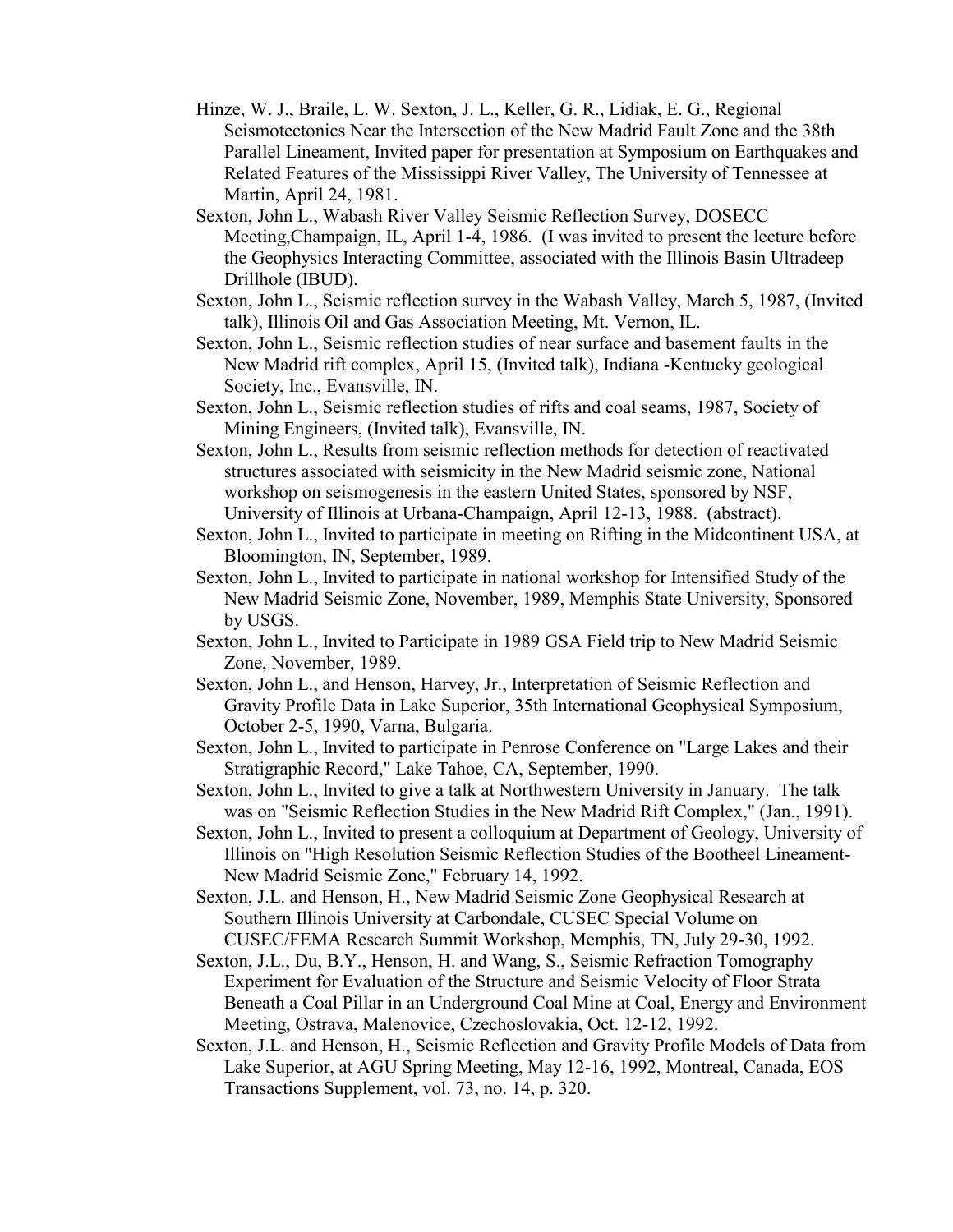Hinze, W. J., Braile, L. W. Sexton, J. L., Keller, G. R., Lidiak, E. G., Regional Seismotectonics Near the Intersection of the New Madrid Fault Zone and the 38th Parallel Lineament, Invited paper for presentation at Symposium on Earthquakes and Related Features of the Mississippi River Valley, The University of Tennessee at Martin, April 24, 1981.

Sexton, John L., Wabash River Valley Seismic Reflection Survey, DOSECC Meeting,Champaign, IL, April 1-4, 1986. (I was invited to present the lecture before the Geophysics Interacting Committee, associated with the Illinois Basin Ultradeep Drillhole (IBUD).

Sexton, John L., Seismic reflection survey in the Wabash Valley, March 5, 1987, (Invited talk), Illinois Oil and Gas Association Meeting, Mt. Vernon, IL.

Sexton, John L., Seismic reflection studies of near surface and basement faults in the New Madrid rift complex, April 15, (Invited talk), Indiana -Kentucky geological Society, Inc., Evansville, IN.

Sexton, John L., Seismic reflection studies of rifts and coal seams, 1987, Society of Mining Engineers, (Invited talk), Evansville, IN.

Sexton, John L., Results from seismic reflection methods for detection of reactivated structures associated with seismicity in the New Madrid seismic zone, National workshop on seismogenesis in the eastern United States, sponsored by NSF, University of Illinois at Urbana-Champaign, April 12-13, 1988. (abstract).

Sexton, John L., Invited to participate in meeting on Rifting in the Midcontinent USA, at Bloomington, IN, September, 1989.

Sexton, John L., Invited to participate in national workshop for Intensified Study of the New Madrid Seismic Zone, November, 1989, Memphis State University, Sponsored by USGS.

Sexton, John L., Invited to Participate in 1989 GSA Field trip to New Madrid Seismic Zone, November, 1989.

Sexton, John L., and Henson, Harvey, Jr., Interpretation of Seismic Reflection and Gravity Profile Data in Lake Superior, 35th International Geophysical Symposium, October 2-5, 1990, Varna, Bulgaria.

Sexton, John L., Invited to participate in Penrose Conference on "Large Lakes and their Stratigraphic Record," Lake Tahoe, CA, September, 1990.

Sexton, John L., Invited to give a talk at Northwestern University in January. The talk was on "Seismic Reflection Studies in the New Madrid Rift Complex," (Jan., 1991).

Sexton, John L., Invited to present a colloquium at Department of Geology, University of Illinois on "High Resolution Seismic Reflection Studies of the Bootheel Lineament-New Madrid Seismic Zone," February 14, 1992.

Sexton, J.L. and Henson, H., New Madrid Seismic Zone Geophysical Research at Southern Illinois University at Carbondale, CUSEC Special Volume on CUSEC/FEMA Research Summit Workshop, Memphis, TN, July 29-30, 1992.

Sexton, J.L., Du, B.Y., Henson, H. and Wang, S., Seismic Refraction Tomography Experiment for Evaluation of the Structure and Seismic Velocity of Floor Strata Beneath a Coal Pillar in an Underground Coal Mine at Coal, Energy and Environment Meeting, Ostrava, Malenovice, Czechoslovakia, Oct. 12-12, 1992.

Sexton, J.L. and Henson, H., Seismic Reflection and Gravity Profile Models of Data from Lake Superior, at AGU Spring Meeting, May 12-16, 1992, Montreal, Canada, EOS Transactions Supplement, vol. 73, no. 14, p. 320.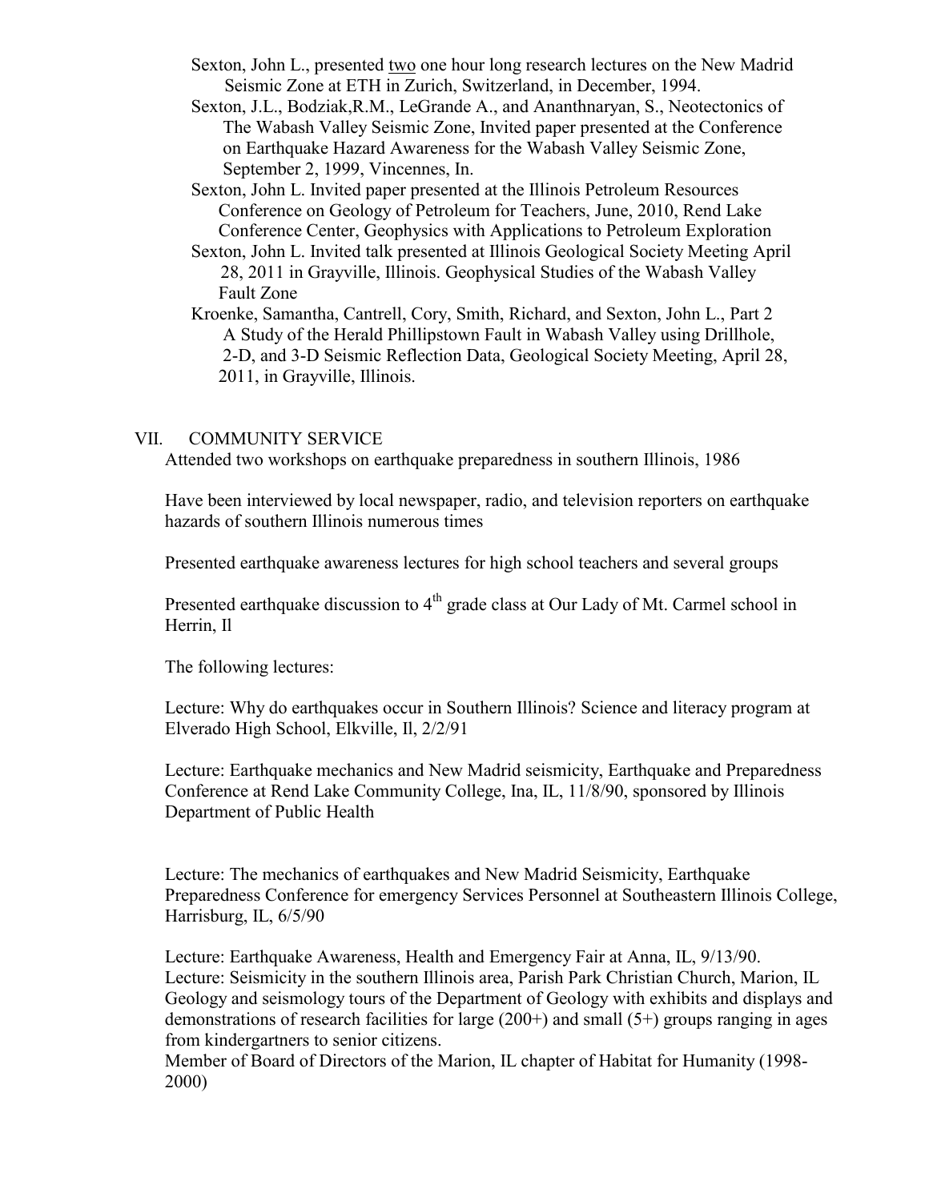Sexton, John L., presented <u>two</u> one hour long research lectures on the New Madrid Seismic Zone at ETH in Zurich, Switzerland, in December, 1994.

Sexton, J.L., Bodziak,R.M., LeGrande A., and Ananthnaryan, S., Neotectonics of The Wabash Valley Seismic Zone, Invited paper presented at the Conference on Earthquake Hazard Awareness for the Wabash Valley Seismic Zone, September 2, 1999, Vincennes, In.

Sexton, John L. Invited paper presented at the Illinois Petroleum Resources Conference on Geology of Petroleum for Teachers, June, 2010, Rend Lake Conference Center, Geophysics with Applications to Petroleum Exploration

Sexton, John L. Invited talk presented at Illinois Geological Society Meeting April 28, 2011 in Grayville, Illinois. Geophysical Studies of the Wabash Valley Fault Zone

Kroenke, Samantha, Cantrell, Cory, Smith, Richard, and Sexton, John L., Part 2 A Study of the Herald Phillipstown Fault in Wabash Valley using Drillhole, 2-D, and 3-D Seismic Reflection Data, Geological Society Meeting, April 28, 2011, in Grayville, Illinois.

## VII. COMMUNITY SERVICE

Attended two workshops on earthquake preparedness in southern Illinois, 1986

Have been interviewed by local newspaper, radio, and television reporters on earthquake hazards of southern Illinois numerous times

Presented earthquake awareness lectures for high school teachers and several groups

Presented earthquake discussion to 4th grade class at Our Lady of Mt. Carmel school in Herrin, Il

The following lectures:

Lecture: Why do earthquakes occur in Southern Illinois? Science and literacy program at Elverado High School, Elkville, Il, 2/2/91

Lecture: Earthquake mechanics and New Madrid seismicity, Earthquake and Preparedness Conference at Rend Lake Community College, Ina, IL, 11/8/90, sponsored by Illinois Department of Public Health

Lecture: The mechanics of earthquakes and New Madrid Seismicity, Earthquake Preparedness Conference for emergency Services Personnel at Southeastern Illinois College, Harrisburg, IL, 6/5/90

Lecture: Earthquake Awareness, Health and Emergency Fair at Anna, IL, 9/13/90.
Lecture: Seismicity in the southern Illinois area, Parish Park Christian Church, Marion, IL
Geology and seismology tours of the Department of Geology with exhibits and displays and demonstrations of research facilities for large (200+) and small (5+) groups ranging in ages from kindergartners to senior citizens.
Member of Board of Directors of the Marion, IL chapter of Habitat for Humanity (1998-2000)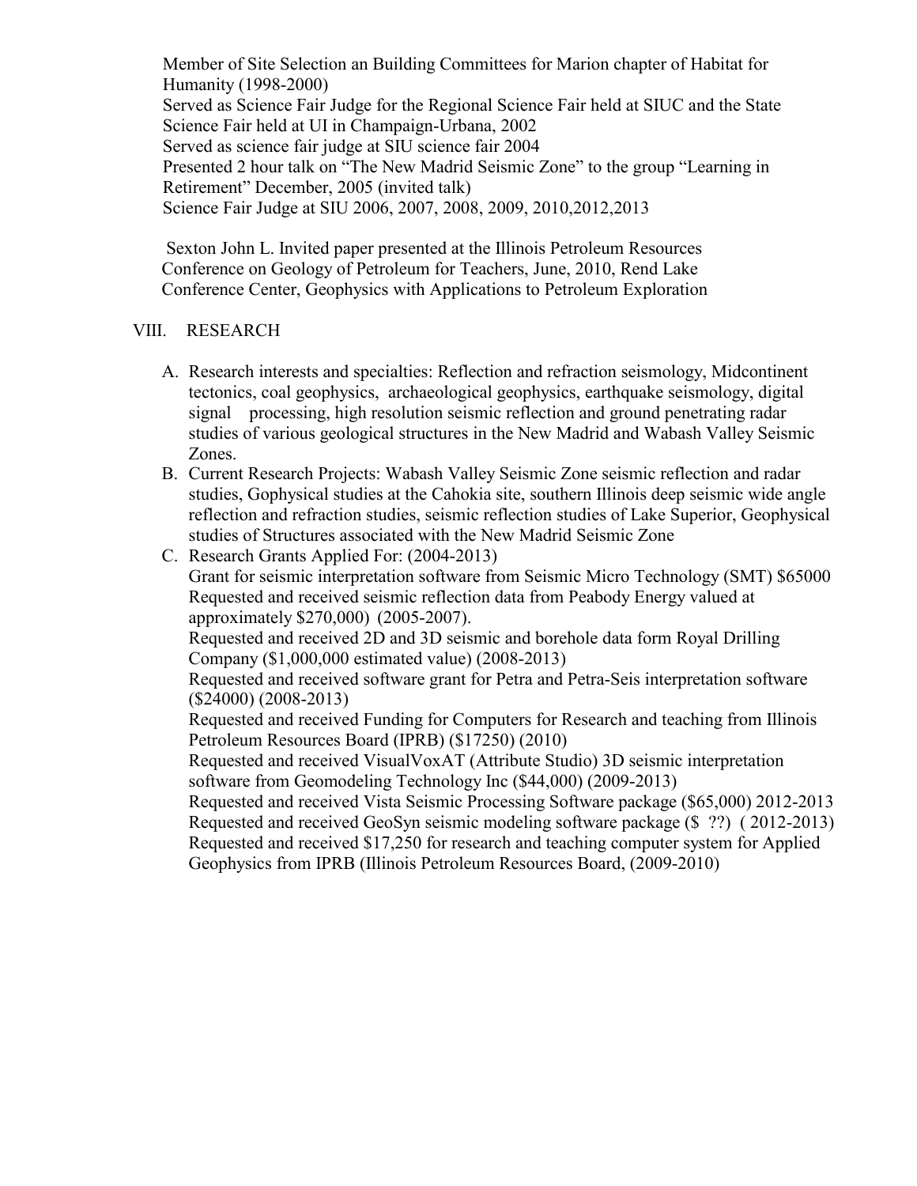Member of Site Selection an Building Committees for Marion chapter of Habitat for Humanity (1998-2000)
Served as Science Fair Judge for the Regional Science Fair held at SIUC and the State Science Fair held at UI in Champaign-Urbana, 2002
Served as science fair judge at SIU science fair 2004
Presented 2 hour talk on "The New Madrid Seismic Zone" to the group "Learning in Retirement" December, 2005 (invited talk)
Science Fair Judge at SIU 2006, 2007, 2008, 2009, 2010,2012,2013

Sexton John L. Invited paper presented at the Illinois Petroleum Resources Conference on Geology of Petroleum for Teachers, June, 2010, Rend Lake Conference Center, Geophysics with Applications to Petroleum Exploration

## VIII. RESEARCH

A. Research interests and specialties: Reflection and refraction seismology, Midcontinent tectonics, coal geophysics, archaeological geophysics, earthquake seismology, digital signal processing, high resolution seismic reflection and ground penetrating radar studies of various geological structures in the New Madrid and Wabash Valley Seismic Zones.

B. Current Research Projects: Wabash Valley Seismic Zone seismic reflection and radar studies, Gophysical studies at the Cahokia site, southern Illinois deep seismic wide angle reflection and refraction studies, seismic reflection studies of Lake Superior, Geophysical studies of Structures associated with the New Madrid Seismic Zone

C. Research Grants Applied For: (2004-2013)
Grant for seismic interpretation software from Seismic Micro Technology (SMT) $65000
Requested and received seismic reflection data from Peabody Energy valued at approximately $270,000) (2005-2007).
Requested and received 2D and 3D seismic and borehole data form Royal Drilling Company ($1,000,000 estimated value) (2008-2013)
Requested and received software grant for Petra and Petra-Seis interpretation software ($24000) (2008-2013)
Requested and received Funding for Computers for Research and teaching from Illinois Petroleum Resources Board (IPRB) ($17250) (2010)
Requested and received VisualVoxAT (Attribute Studio) 3D seismic interpretation software from Geomodeling Technology Inc ($44,000) (2009-2013)
Requested and received Vista Seismic Processing Software package ($65,000) 2012-2013
Requested and received GeoSyn seismic modeling software package ($ ??) ( 2012-2013)
Requested and received $17,250 for research and teaching computer system for Applied Geophysics from IPRB (Illinois Petroleum Resources Board, (2009-2010)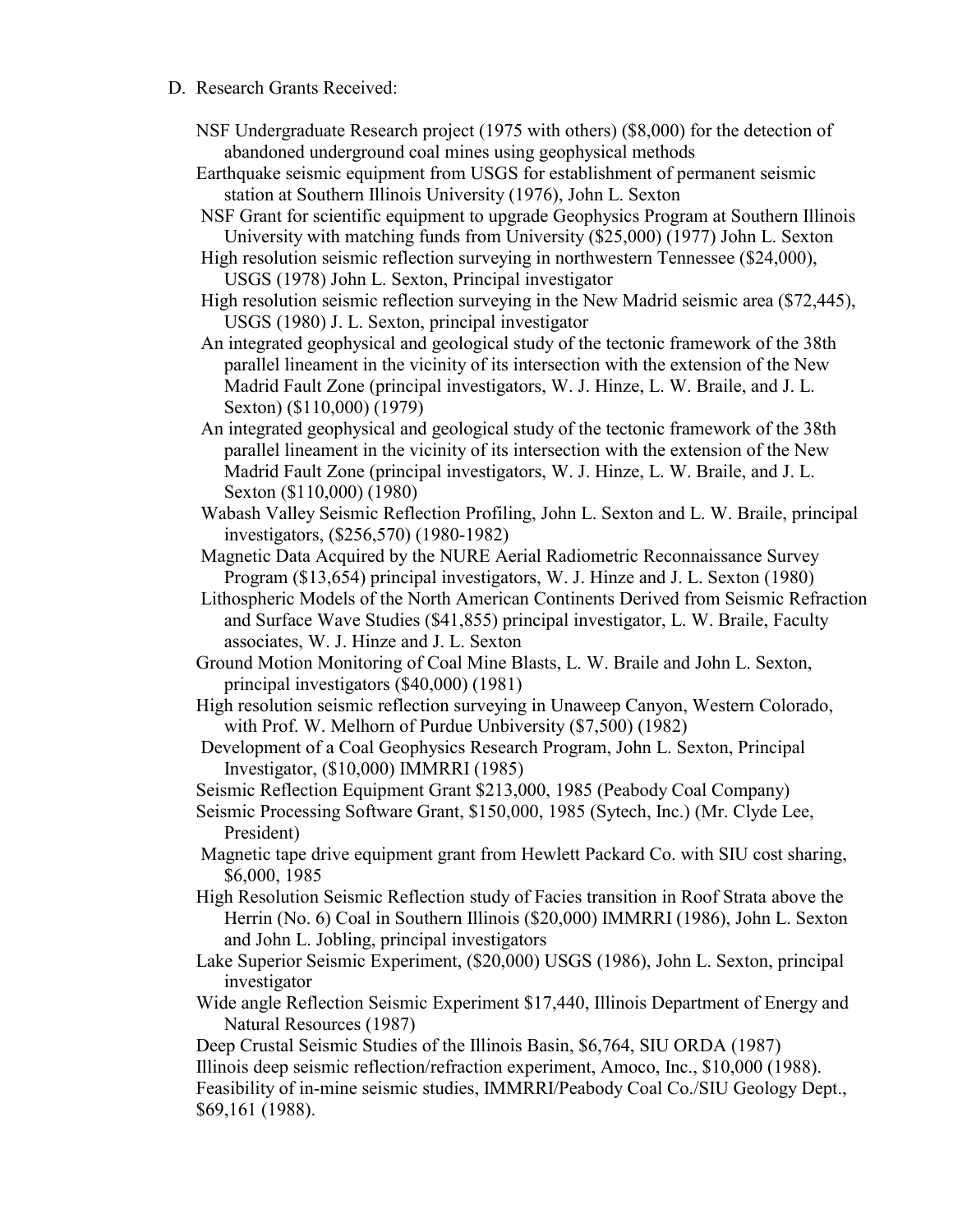D. Research Grants Received:

NSF Undergraduate Research project (1975 with others) ($8,000) for the detection of abandoned underground coal mines using geophysical methods

Earthquake seismic equipment from USGS for establishment of permanent seismic station at Southern Illinois University (1976), John L. Sexton

NSF Grant for scientific equipment to upgrade Geophysics Program at Southern Illinois University with matching funds from University ($25,000) (1977) John L. Sexton

High resolution seismic reflection surveying in northwestern Tennessee ($24,000), USGS (1978) John L. Sexton, Principal investigator

High resolution seismic reflection surveying in the New Madrid seismic area ($72,445), USGS (1980) J. L. Sexton, principal investigator

An integrated geophysical and geological study of the tectonic framework of the 38th parallel lineament in the vicinity of its intersection with the extension of the New Madrid Fault Zone (principal investigators, W. J. Hinze, L. W. Braile, and J. L. Sexton) ($110,000) (1979)

An integrated geophysical and geological study of the tectonic framework of the 38th parallel lineament in the vicinity of its intersection with the extension of the New Madrid Fault Zone (principal investigators, W. J. Hinze, L. W. Braile, and J. L. Sexton ($110,000) (1980)

Wabash Valley Seismic Reflection Profiling, John L. Sexton and L. W. Braile, principal investigators, ($256,570) (1980-1982)

Magnetic Data Acquired by the NURE Aerial Radiometric Reconnaissance Survey Program ($13,654) principal investigators, W. J. Hinze and J. L. Sexton (1980)

Lithospheric Models of the North American Continents Derived from Seismic Refraction and Surface Wave Studies ($41,855) principal investigator, L. W. Braile, Faculty associates, W. J. Hinze and J. L. Sexton

Ground Motion Monitoring of Coal Mine Blasts, L. W. Braile and John L. Sexton, principal investigators ($40,000) (1981)

High resolution seismic reflection surveying in Unaweep Canyon, Western Colorado, with Prof. W. Melhorn of Purdue Unbiversity ($7,500) (1982)

Development of a Coal Geophysics Research Program, John L. Sexton, Principal Investigator, ($10,000) IMMRRI (1985)

Seismic Reflection Equipment Grant $213,000, 1985 (Peabody Coal Company)

Seismic Processing Software Grant, $150,000, 1985 (Sytech, Inc.) (Mr. Clyde Lee, President)

Magnetic tape drive equipment grant from Hewlett Packard Co. with SIU cost sharing, $6,000, 1985

High Resolution Seismic Reflection study of Facies transition in Roof Strata above the Herrin (No. 6) Coal in Southern Illinois ($20,000) IMMRRI (1986), John L. Sexton and John L. Jobling, principal investigators

Lake Superior Seismic Experiment, ($20,000) USGS (1986), John L. Sexton, principal investigator

Wide angle Reflection Seismic Experiment $17,440, Illinois Department of Energy and Natural Resources (1987)

Deep Crustal Seismic Studies of the Illinois Basin, $6,764, SIU ORDA (1987)

Illinois deep seismic reflection/refraction experiment, Amoco, Inc., $10,000 (1988).

Feasibility of in-mine seismic studies, IMMRRI/Peabody Coal Co./SIU Geology Dept., $69,161 (1988).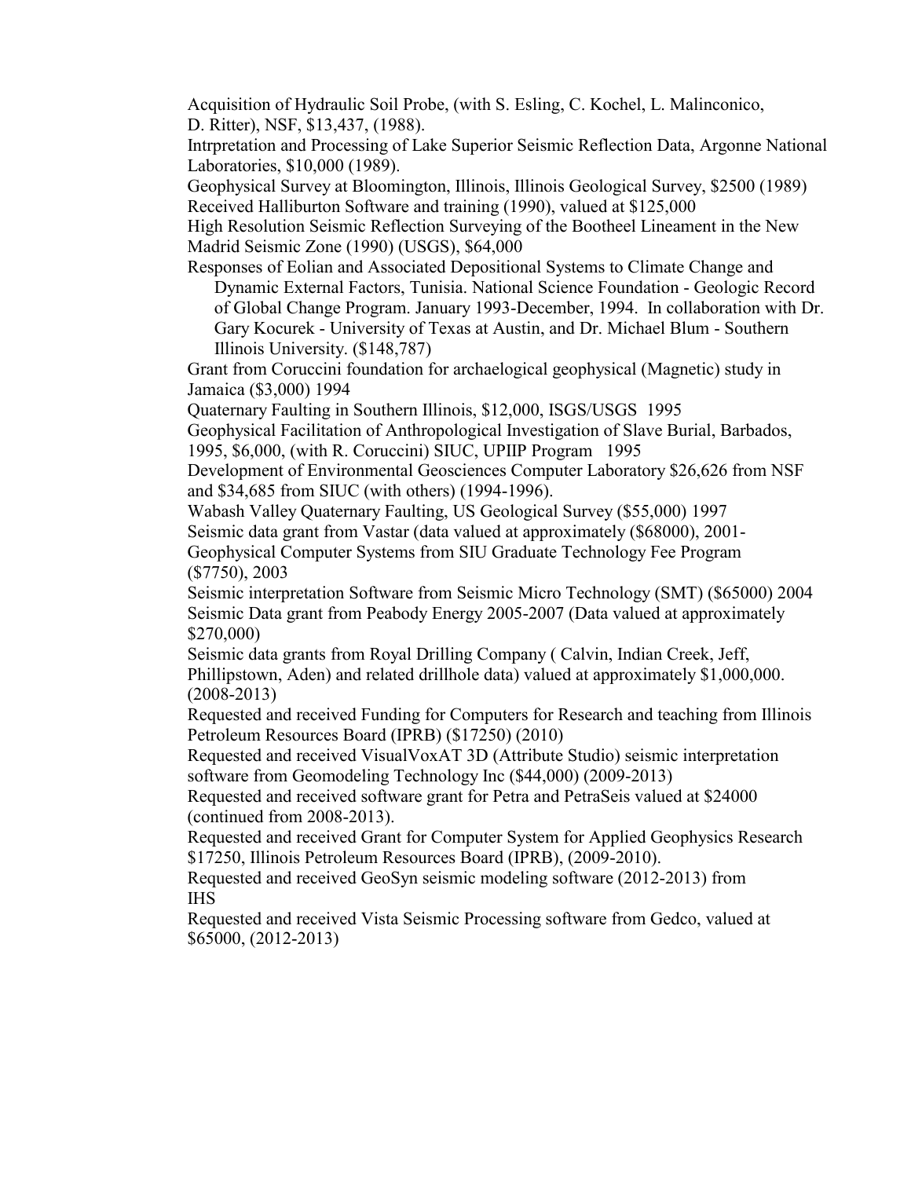Acquisition of Hydraulic Soil Probe, (with S. Esling, C. Kochel, L. Malinconico, D. Ritter), NSF, $13,437, (1988).

Intrpretation and Processing of Lake Superior Seismic Reflection Data, Argonne National Laboratories, $10,000 (1989).

Geophysical Survey at Bloomington, Illinois, Illinois Geological Survey, $2500 (1989)

Received Halliburton Software and training (1990), valued at $125,000

High Resolution Seismic Reflection Surveying of the Bootheel Lineament in the New Madrid Seismic Zone (1990) (USGS), $64,000

Responses of Eolian and Associated Depositional Systems to Climate Change and Dynamic External Factors, Tunisia. National Science Foundation - Geologic Record of Global Change Program. January 1993-December, 1994. In collaboration with Dr. Gary Kocurek - University of Texas at Austin, and Dr. Michael Blum - Southern Illinois University. ($148,787)

Grant from Coruccini foundation for archaelogical geophysical (Magnetic) study in Jamaica ($3,000) 1994

Quaternary Faulting in Southern Illinois, $12,000, ISGS/USGS 1995

Geophysical Facilitation of Anthropological Investigation of Slave Burial, Barbados, 1995, $6,000, (with R. Coruccini) SIUC, UPIIP Program 1995

Development of Environmental Geosciences Computer Laboratory $26,626 from NSF and $34,685 from SIUC (with others) (1994-1996).

Wabash Valley Quaternary Faulting, US Geological Survey ($55,000) 1997

Seismic data grant from Vastar (data valued at approximately ($68000), 2001-

Geophysical Computer Systems from SIU Graduate Technology Fee Program ($7750), 2003

Seismic interpretation Software from Seismic Micro Technology (SMT) ($65000) 2004

Seismic Data grant from Peabody Energy 2005-2007 (Data valued at approximately $270,000)

Seismic data grants from Royal Drilling Company ( Calvin, Indian Creek, Jeff, Phillipstown, Aden) and related drillhole data) valued at approximately $1,000,000. (2008-2013)

Requested and received Funding for Computers for Research and teaching from Illinois Petroleum Resources Board (IPRB) ($17250) (2010)

Requested and received VisualVoxAT 3D (Attribute Studio) seismic interpretation software from Geomodeling Technology Inc ($44,000) (2009-2013)

Requested and received software grant for Petra and PetraSeis valued at $24000 (continued from 2008-2013).

Requested and received Grant for Computer System for Applied Geophysics Research $17250, Illinois Petroleum Resources Board (IPRB), (2009-2010).

Requested and received GeoSyn seismic modeling software (2012-2013) from IHS

Requested and received Vista Seismic Processing software from Gedco, valued at $65000, (2012-2013)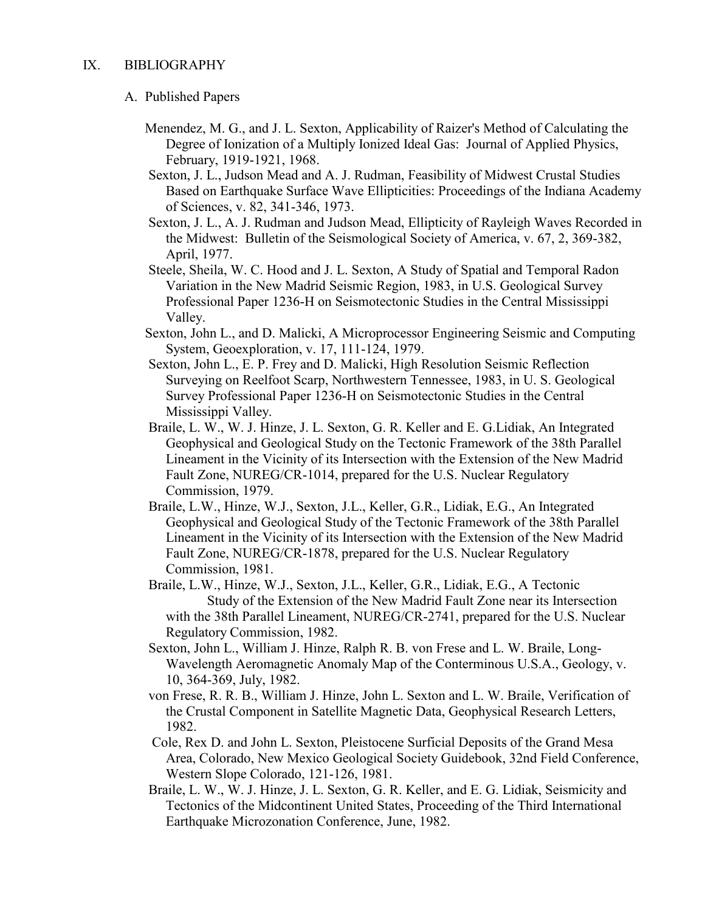## IX. BIBLIOGRAPHY

### A. Published Papers

Menendez, M. G., and J. L. Sexton, Applicability of Raizer's Method of Calculating the Degree of Ionization of a Multiply Ionized Ideal Gas: Journal of Applied Physics, February, 1919-1921, 1968.

Sexton, J. L., Judson Mead and A. J. Rudman, Feasibility of Midwest Crustal Studies Based on Earthquake Surface Wave Ellipticities: Proceedings of the Indiana Academy of Sciences, v. 82, 341-346, 1973.

Sexton, J. L., A. J. Rudman and Judson Mead, Ellipticity of Rayleigh Waves Recorded in the Midwest: Bulletin of the Seismological Society of America, v. 67, 2, 369-382, April, 1977.

Steele, Sheila, W. C. Hood and J. L. Sexton, A Study of Spatial and Temporal Radon Variation in the New Madrid Seismic Region, 1983, in U.S. Geological Survey Professional Paper 1236-H on Seismotectonic Studies in the Central Mississippi Valley.

Sexton, John L., and D. Malicki, A Microprocessor Engineering Seismic and Computing System, Geoexploration, v. 17, 111-124, 1979.

Sexton, John L., E. P. Frey and D. Malicki, High Resolution Seismic Reflection Surveying on Reelfoot Scarp, Northwestern Tennessee, 1983, in U. S. Geological Survey Professional Paper 1236-H on Seismotectonic Studies in the Central Mississippi Valley.

Braile, L. W., W. J. Hinze, J. L. Sexton, G. R. Keller and E. G.Lidiak, An Integrated Geophysical and Geological Study on the Tectonic Framework of the 38th Parallel Lineament in the Vicinity of its Intersection with the Extension of the New Madrid Fault Zone, NUREG/CR-1014, prepared for the U.S. Nuclear Regulatory Commission, 1979.

Braile, L.W., Hinze, W.J., Sexton, J.L., Keller, G.R., Lidiak, E.G., An Integrated Geophysical and Geological Study of the Tectonic Framework of the 38th Parallel Lineament in the Vicinity of its Intersection with the Extension of the New Madrid Fault Zone, NUREG/CR-1878, prepared for the U.S. Nuclear Regulatory Commission, 1981.

Braile, L.W., Hinze, W.J., Sexton, J.L., Keller, G.R., Lidiak, E.G., A Tectonic Study of the Extension of the New Madrid Fault Zone near its Intersection with the 38th Parallel Lineament, NUREG/CR-2741, prepared for the U.S. Nuclear Regulatory Commission, 1982.

Sexton, John L., William J. Hinze, Ralph R. B. von Frese and L. W. Braile, Long-Wavelength Aeromagnetic Anomaly Map of the Conterminous U.S.A., Geology, v. 10, 364-369, July, 1982.

von Frese, R. R. B., William J. Hinze, John L. Sexton and L. W. Braile, Verification of the Crustal Component in Satellite Magnetic Data, Geophysical Research Letters, 1982.

Cole, Rex D. and John L. Sexton, Pleistocene Surficial Deposits of the Grand Mesa Area, Colorado, New Mexico Geological Society Guidebook, 32nd Field Conference, Western Slope Colorado, 121-126, 1981.

Braile, L. W., W. J. Hinze, J. L. Sexton, G. R. Keller, and E. G. Lidiak, Seismicity and Tectonics of the Midcontinent United States, Proceeding of the Third International Earthquake Microzonation Conference, June, 1982.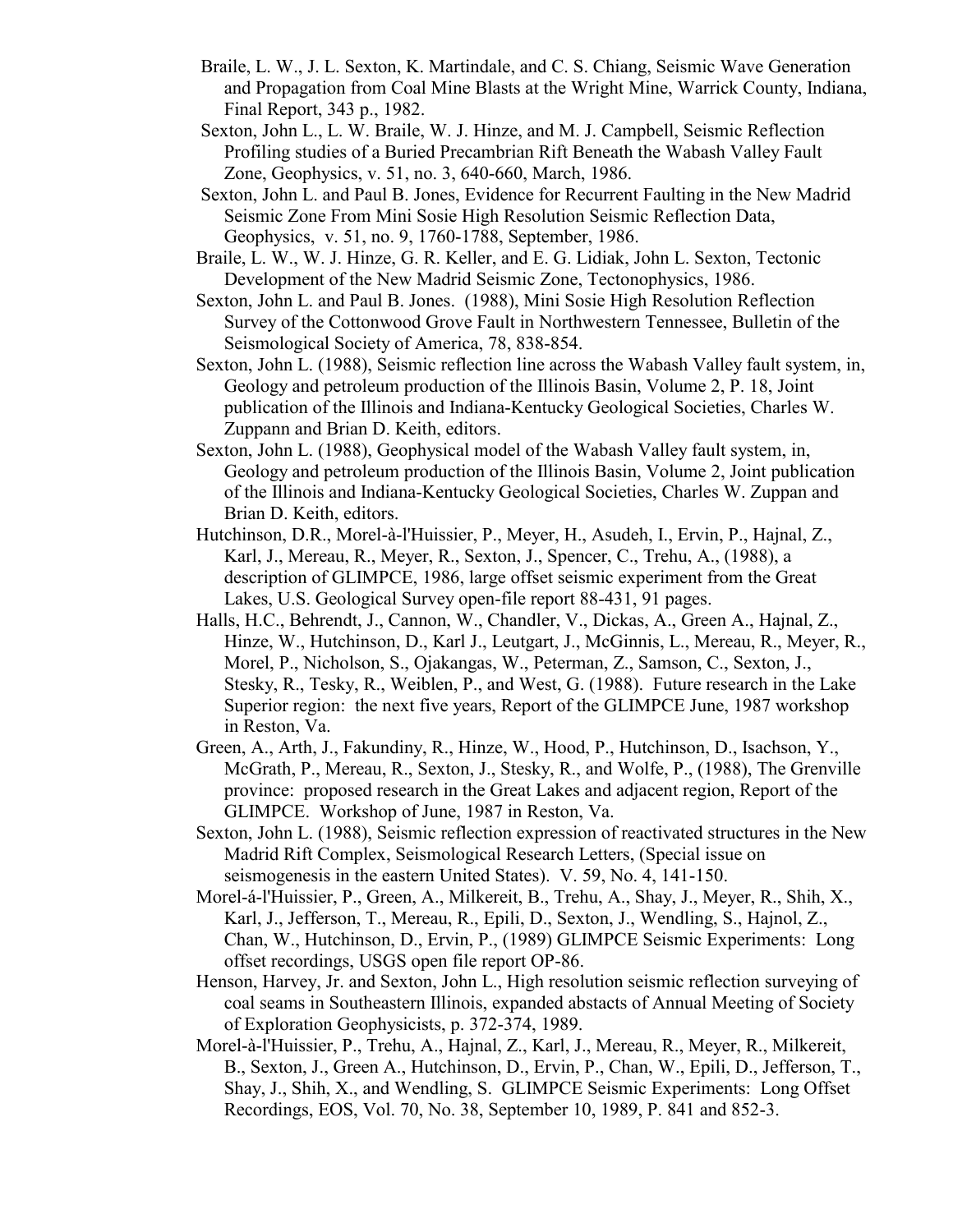Braile, L. W., J. L. Sexton, K. Martindale, and C. S. Chiang, Seismic Wave Generation and Propagation from Coal Mine Blasts at the Wright Mine, Warrick County, Indiana, Final Report, 343 p., 1982.

Sexton, John L., L. W. Braile, W. J. Hinze, and M. J. Campbell, Seismic Reflection Profiling studies of a Buried Precambrian Rift Beneath the Wabash Valley Fault Zone, Geophysics, v. 51, no. 3, 640-660, March, 1986.

Sexton, John L. and Paul B. Jones, Evidence for Recurrent Faulting in the New Madrid Seismic Zone From Mini Sosie High Resolution Seismic Reflection Data, Geophysics, v. 51, no. 9, 1760-1788, September, 1986.

Braile, L. W., W. J. Hinze, G. R. Keller, and E. G. Lidiak, John L. Sexton, Tectonic Development of the New Madrid Seismic Zone, Tectonophysics, 1986.

Sexton, John L. and Paul B. Jones. (1988), Mini Sosie High Resolution Reflection Survey of the Cottonwood Grove Fault in Northwestern Tennessee, Bulletin of the Seismological Society of America, 78, 838-854.

Sexton, John L. (1988), Seismic reflection line across the Wabash Valley fault system, in, Geology and petroleum production of the Illinois Basin, Volume 2, P. 18, Joint publication of the Illinois and Indiana-Kentucky Geological Societies, Charles W. Zuppann and Brian D. Keith, editors.

Sexton, John L. (1988), Geophysical model of the Wabash Valley fault system, in, Geology and petroleum production of the Illinois Basin, Volume 2, Joint publication of the Illinois and Indiana-Kentucky Geological Societies, Charles W. Zuppan and Brian D. Keith, editors.

Hutchinson, D.R., Morel-à-l'Huissier, P., Meyer, H., Asudeh, I., Ervin, P., Hajnal, Z., Karl, J., Mereau, R., Meyer, R., Sexton, J., Spencer, C., Trehu, A., (1988), a description of GLIMPCE, 1986, large offset seismic experiment from the Great Lakes, U.S. Geological Survey open-file report 88-431, 91 pages.

Halls, H.C., Behrendt, J., Cannon, W., Chandler, V., Dickas, A., Green A., Hajnal, Z., Hinze, W., Hutchinson, D., Karl J., Leutgart, J., McGinnis, L., Mereau, R., Meyer, R., Morel, P., Nicholson, S., Ojakangas, W., Peterman, Z., Samson, C., Sexton, J., Stesky, R., Tesky, R., Weiblen, P., and West, G. (1988). Future research in the Lake Superior region: the next five years, Report of the GLIMPCE June, 1987 workshop in Reston, Va.

Green, A., Arth, J., Fakundiny, R., Hinze, W., Hood, P., Hutchinson, D., Isachson, Y., McGrath, P., Mereau, R., Sexton, J., Stesky, R., and Wolfe, P., (1988), The Grenville province: proposed research in the Great Lakes and adjacent region, Report of the GLIMPCE. Workshop of June, 1987 in Reston, Va.

Sexton, John L. (1988), Seismic reflection expression of reactivated structures in the New Madrid Rift Complex, Seismological Research Letters, (Special issue on seismogenesis in the eastern United States). V. 59, No. 4, 141-150.

Morel-á-l'Huissier, P., Green, A., Milkereit, B., Trehu, A., Shay, J., Meyer, R., Shih, X., Karl, J., Jefferson, T., Mereau, R., Epili, D., Sexton, J., Wendling, S., Hajnol, Z., Chan, W., Hutchinson, D., Ervin, P., (1989) GLIMPCE Seismic Experiments: Long offset recordings, USGS open file report OP-86.

Henson, Harvey, Jr. and Sexton, John L., High resolution seismic reflection surveying of coal seams in Southeastern Illinois, expanded abstacts of Annual Meeting of Society of Exploration Geophysicists, p. 372-374, 1989.

Morel-à-l'Huissier, P., Trehu, A., Hajnal, Z., Karl, J., Mereau, R., Meyer, R., Milkereit, B., Sexton, J., Green A., Hutchinson, D., Ervin, P., Chan, W., Epili, D., Jefferson, T., Shay, J., Shih, X., and Wendling, S. GLIMPCE Seismic Experiments: Long Offset Recordings, EOS, Vol. 70, No. 38, September 10, 1989, P. 841 and 852-3.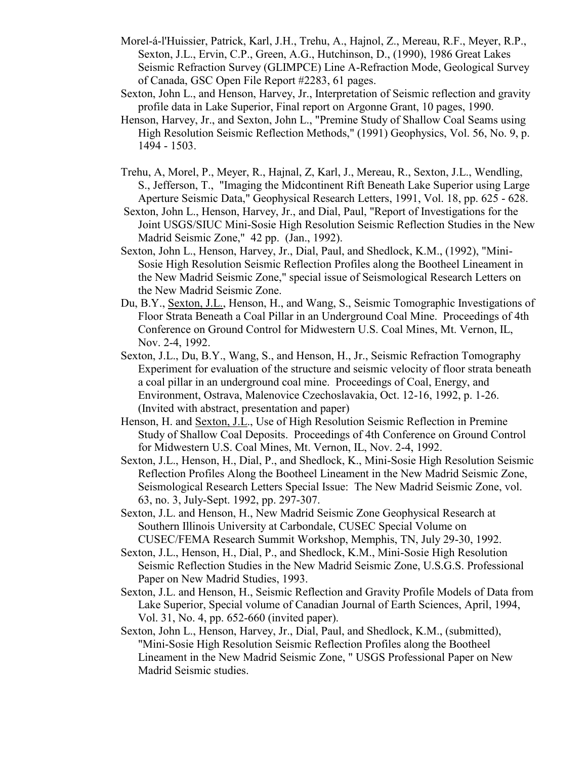Morel-á-l'Huissier, Patrick, Karl, J.H., Trehu, A., Hajnol, Z., Mereau, R.F., Meyer, R.P., Sexton, J.L., Ervin, C.P., Green, A.G., Hutchinson, D., (1990), 1986 Great Lakes Seismic Refraction Survey (GLIMPCE) Line A-Refraction Mode, Geological Survey of Canada, GSC Open File Report #2283, 61 pages.

Sexton, John L., and Henson, Harvey, Jr., Interpretation of Seismic reflection and gravity profile data in Lake Superior, Final report on Argonne Grant, 10 pages, 1990.

Henson, Harvey, Jr., and Sexton, John L., "Premine Study of Shallow Coal Seams using High Resolution Seismic Reflection Methods," (1991) Geophysics, Vol. 56, No. 9, p. 1494 - 1503.

Trehu, A, Morel, P., Meyer, R., Hajnal, Z, Karl, J., Mereau, R., Sexton, J.L., Wendling, S., Jefferson, T., "Imaging the Midcontinent Rift Beneath Lake Superior using Large Aperture Seismic Data," Geophysical Research Letters, 1991, Vol. 18, pp. 625 - 628.

Sexton, John L., Henson, Harvey, Jr., and Dial, Paul, "Report of Investigations for the Joint USGS/SIUC Mini-Sosie High Resolution Seismic Reflection Studies in the New Madrid Seismic Zone," 42 pp. (Jan., 1992).

Sexton, John L., Henson, Harvey, Jr., Dial, Paul, and Shedlock, K.M., (1992), "Mini-Sosie High Resolution Seismic Reflection Profiles along the Bootheel Lineament in the New Madrid Seismic Zone," special issue of Seismological Research Letters on the New Madrid Seismic Zone.

Du, B.Y., Sexton, J.L., Henson, H., and Wang, S., Seismic Tomographic Investigations of Floor Strata Beneath a Coal Pillar in an Underground Coal Mine. Proceedings of 4th Conference on Ground Control for Midwestern U.S. Coal Mines, Mt. Vernon, IL, Nov. 2-4, 1992.

Sexton, J.L., Du, B.Y., Wang, S., and Henson, H., Jr., Seismic Refraction Tomography Experiment for evaluation of the structure and seismic velocity of floor strata beneath a coal pillar in an underground coal mine. Proceedings of Coal, Energy, and Environment, Ostrava, Malenovice Czechoslavakia, Oct. 12-16, 1992, p. 1-26. (Invited with abstract, presentation and paper)

Henson, H. and Sexton, J.L., Use of High Resolution Seismic Reflection in Premine Study of Shallow Coal Deposits. Proceedings of 4th Conference on Ground Control for Midwestern U.S. Coal Mines, Mt. Vernon, IL, Nov. 2-4, 1992.

Sexton, J.L., Henson, H., Dial, P., and Shedlock, K., Mini-Sosie High Resolution Seismic Reflection Profiles Along the Bootheel Lineament in the New Madrid Seismic Zone, Seismological Research Letters Special Issue: The New Madrid Seismic Zone, vol. 63, no. 3, July-Sept. 1992, pp. 297-307.

Sexton, J.L. and Henson, H., New Madrid Seismic Zone Geophysical Research at Southern Illinois University at Carbondale, CUSEC Special Volume on CUSEC/FEMA Research Summit Workshop, Memphis, TN, July 29-30, 1992.

Sexton, J.L., Henson, H., Dial, P., and Shedlock, K.M., Mini-Sosie High Resolution Seismic Reflection Studies in the New Madrid Seismic Zone, U.S.G.S. Professional Paper on New Madrid Studies, 1993.

Sexton, J.L. and Henson, H., Seismic Reflection and Gravity Profile Models of Data from Lake Superior, Special volume of Canadian Journal of Earth Sciences, April, 1994, Vol. 31, No. 4, pp. 652-660 (invited paper).

Sexton, John L., Henson, Harvey, Jr., Dial, Paul, and Shedlock, K.M., (submitted), "Mini-Sosie High Resolution Seismic Reflection Profiles along the Bootheel Lineament in the New Madrid Seismic Zone, " USGS Professional Paper on New Madrid Seismic studies.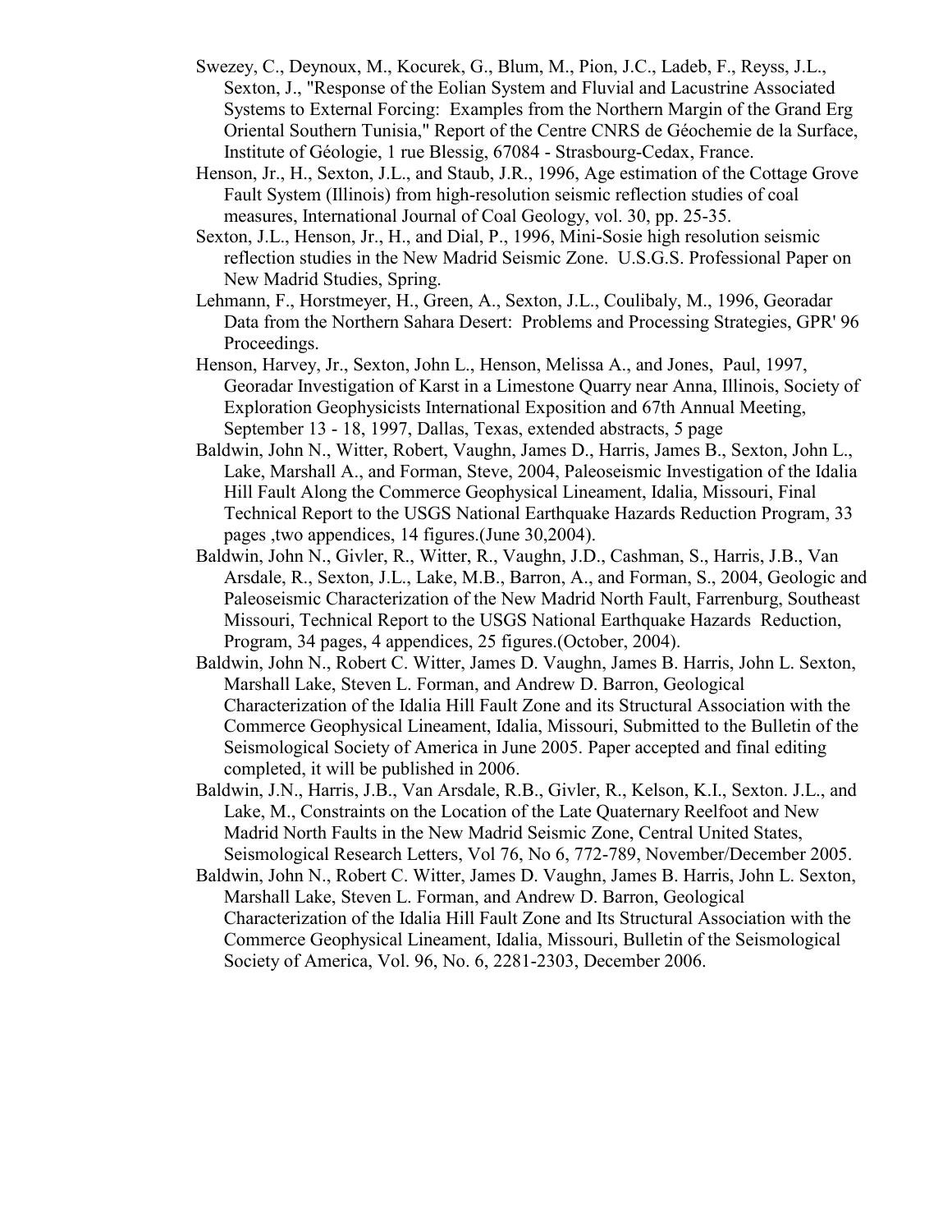Swezey, C., Deynoux, M., Kocurek, G., Blum, M., Pion, J.C., Ladeb, F., Reyss, J.L., Sexton, J., "Response of the Eolian System and Fluvial and Lacustrine Associated Systems to External Forcing: Examples from the Northern Margin of the Grand Erg Oriental Southern Tunisia," Report of the Centre CNRS de Géochemie de la Surface, Institute of Géologie, 1 rue Blessig, 67084 - Strasbourg-Cedax, France.

Henson, Jr., H., Sexton, J.L., and Staub, J.R., 1996, Age estimation of the Cottage Grove Fault System (Illinois) from high-resolution seismic reflection studies of coal measures, International Journal of Coal Geology, vol. 30, pp. 25-35.

Sexton, J.L., Henson, Jr., H., and Dial, P., 1996, Mini-Sosie high resolution seismic reflection studies in the New Madrid Seismic Zone. U.S.G.S. Professional Paper on New Madrid Studies, Spring.

Lehmann, F., Horstmeyer, H., Green, A., Sexton, J.L., Coulibaly, M., 1996, Georadar Data from the Northern Sahara Desert: Problems and Processing Strategies, GPR' 96 Proceedings.

Henson, Harvey, Jr., Sexton, John L., Henson, Melissa A., and Jones, Paul, 1997, Georadar Investigation of Karst in a Limestone Quarry near Anna, Illinois, Society of Exploration Geophysicists International Exposition and 67th Annual Meeting, September 13 - 18, 1997, Dallas, Texas, extended abstracts, 5 page

Baldwin, John N., Witter, Robert, Vaughn, James D., Harris, James B., Sexton, John L., Lake, Marshall A., and Forman, Steve, 2004, Paleoseismic Investigation of the Idalia Hill Fault Along the Commerce Geophysical Lineament, Idalia, Missouri, Final Technical Report to the USGS National Earthquake Hazards Reduction Program, 33 pages ,two appendices, 14 figures.(June 30,2004).

Baldwin, John N., Givler, R., Witter, R., Vaughn, J.D., Cashman, S., Harris, J.B., Van Arsdale, R., Sexton, J.L., Lake, M.B., Barron, A., and Forman, S., 2004, Geologic and Paleoseismic Characterization of the New Madrid North Fault, Farrenburg, Southeast Missouri, Technical Report to the USGS National Earthquake Hazards Reduction, Program, 34 pages, 4 appendices, 25 figures.(October, 2004).

Baldwin, John N., Robert C. Witter, James D. Vaughn, James B. Harris, John L. Sexton, Marshall Lake, Steven L. Forman, and Andrew D. Barron, Geological Characterization of the Idalia Hill Fault Zone and its Structural Association with the Commerce Geophysical Lineament, Idalia, Missouri, Submitted to the Bulletin of the Seismological Society of America in June 2005. Paper accepted and final editing completed, it will be published in 2006.

Baldwin, J.N., Harris, J.B., Van Arsdale, R.B., Givler, R., Kelson, K.I., Sexton. J.L., and Lake, M., Constraints on the Location of the Late Quaternary Reelfoot and New Madrid North Faults in the New Madrid Seismic Zone, Central United States, Seismological Research Letters, Vol 76, No 6, 772-789, November/December 2005.

Baldwin, John N., Robert C. Witter, James D. Vaughn, James B. Harris, John L. Sexton, Marshall Lake, Steven L. Forman, and Andrew D. Barron, Geological Characterization of the Idalia Hill Fault Zone and Its Structural Association with the Commerce Geophysical Lineament, Idalia, Missouri, Bulletin of the Seismological Society of America, Vol. 96, No. 6, 2281-2303, December 2006.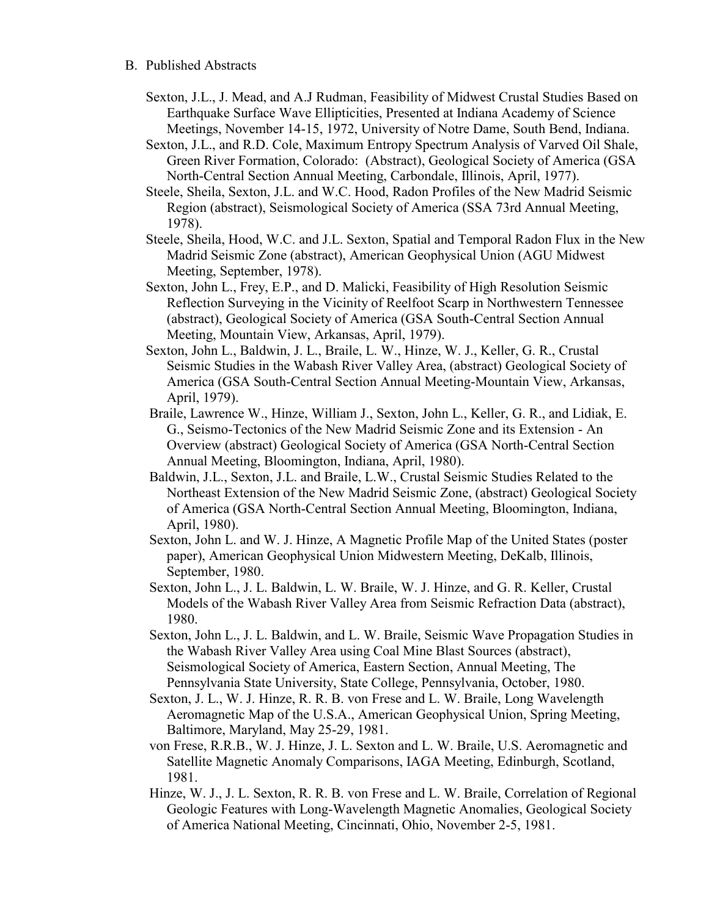B. Published Abstracts

Sexton, J.L., J. Mead, and A.J Rudman, Feasibility of Midwest Crustal Studies Based on Earthquake Surface Wave Ellipticities, Presented at Indiana Academy of Science Meetings, November 14-15, 1972, University of Notre Dame, South Bend, Indiana.

Sexton, J.L., and R.D. Cole, Maximum Entropy Spectrum Analysis of Varved Oil Shale, Green River Formation, Colorado: (Abstract), Geological Society of America (GSA North-Central Section Annual Meeting, Carbondale, Illinois, April, 1977).

Steele, Sheila, Sexton, J.L. and W.C. Hood, Radon Profiles of the New Madrid Seismic Region (abstract), Seismological Society of America (SSA 73rd Annual Meeting, 1978).

Steele, Sheila, Hood, W.C. and J.L. Sexton, Spatial and Temporal Radon Flux in the New Madrid Seismic Zone (abstract), American Geophysical Union (AGU Midwest Meeting, September, 1978).

Sexton, John L., Frey, E.P., and D. Malicki, Feasibility of High Resolution Seismic Reflection Surveying in the Vicinity of Reelfoot Scarp in Northwestern Tennessee (abstract), Geological Society of America (GSA South-Central Section Annual Meeting, Mountain View, Arkansas, April, 1979).

Sexton, John L., Baldwin, J. L., Braile, L. W., Hinze, W. J., Keller, G. R., Crustal Seismic Studies in the Wabash River Valley Area, (abstract) Geological Society of America (GSA South-Central Section Annual Meeting-Mountain View, Arkansas, April, 1979).

Braile, Lawrence W., Hinze, William J., Sexton, John L., Keller, G. R., and Lidiak, E. G., Seismo-Tectonics of the New Madrid Seismic Zone and its Extension - An Overview (abstract) Geological Society of America (GSA North-Central Section Annual Meeting, Bloomington, Indiana, April, 1980).

Baldwin, J.L., Sexton, J.L. and Braile, L.W., Crustal Seismic Studies Related to the Northeast Extension of the New Madrid Seismic Zone, (abstract) Geological Society of America (GSA North-Central Section Annual Meeting, Bloomington, Indiana, April, 1980).

Sexton, John L. and W. J. Hinze, A Magnetic Profile Map of the United States (poster paper), American Geophysical Union Midwestern Meeting, DeKalb, Illinois, September, 1980.

Sexton, John L., J. L. Baldwin, L. W. Braile, W. J. Hinze, and G. R. Keller, Crustal Models of the Wabash River Valley Area from Seismic Refraction Data (abstract), 1980.

Sexton, John L., J. L. Baldwin, and L. W. Braile, Seismic Wave Propagation Studies in the Wabash River Valley Area using Coal Mine Blast Sources (abstract), Seismological Society of America, Eastern Section, Annual Meeting, The Pennsylvania State University, State College, Pennsylvania, October, 1980.

Sexton, J. L., W. J. Hinze, R. R. B. von Frese and L. W. Braile, Long Wavelength Aeromagnetic Map of the U.S.A., American Geophysical Union, Spring Meeting, Baltimore, Maryland, May 25-29, 1981.

von Frese, R.R.B., W. J. Hinze, J. L. Sexton and L. W. Braile, U.S. Aeromagnetic and Satellite Magnetic Anomaly Comparisons, IAGA Meeting, Edinburgh, Scotland, 1981.

Hinze, W. J., J. L. Sexton, R. R. B. von Frese and L. W. Braile, Correlation of Regional Geologic Features with Long-Wavelength Magnetic Anomalies, Geological Society of America National Meeting, Cincinnati, Ohio, November 2-5, 1981.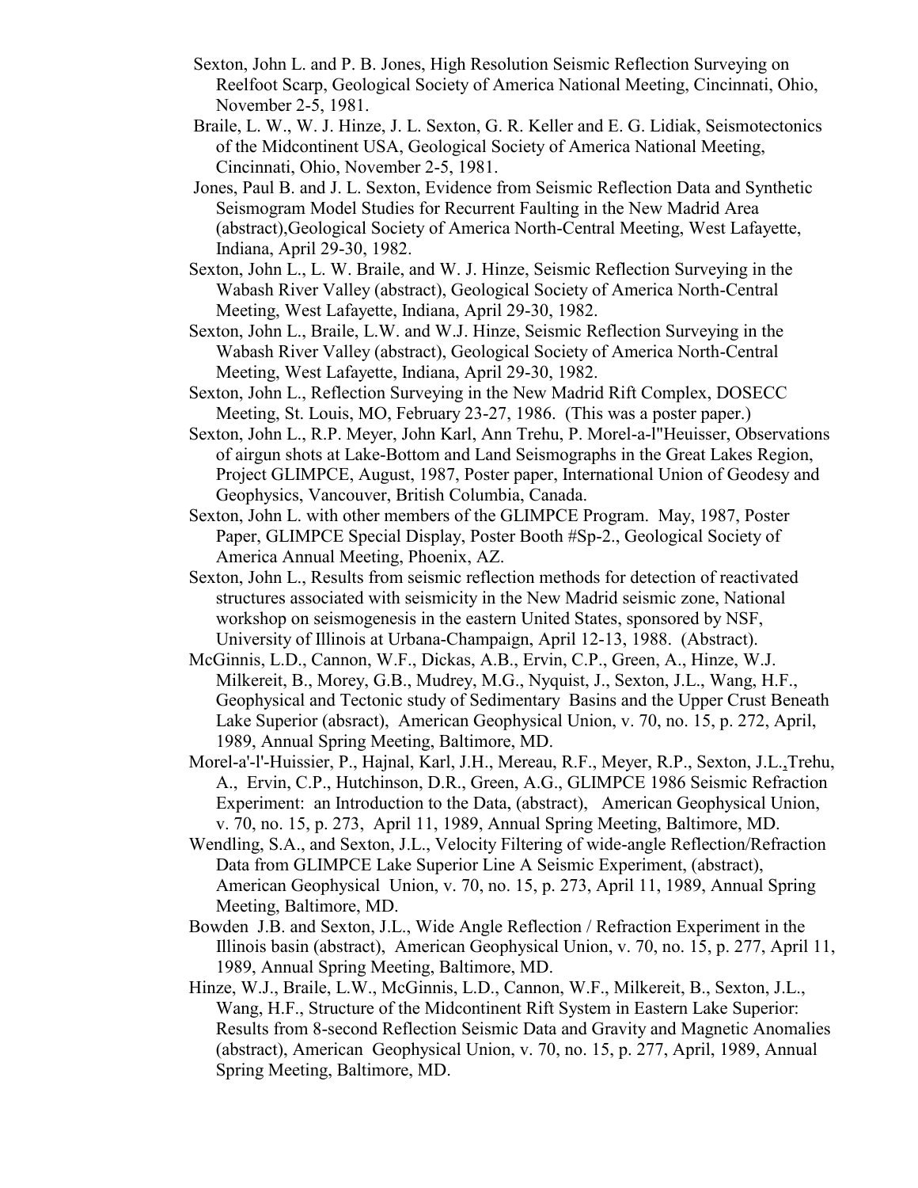Sexton, John L. and P. B. Jones, High Resolution Seismic Reflection Surveying on Reelfoot Scarp, Geological Society of America National Meeting, Cincinnati, Ohio, November 2-5, 1981.

Braile, L. W., W. J. Hinze, J. L. Sexton, G. R. Keller and E. G. Lidiak, Seismotectonics of the Midcontinent USA, Geological Society of America National Meeting, Cincinnati, Ohio, November 2-5, 1981.

Jones, Paul B. and J. L. Sexton, Evidence from Seismic Reflection Data and Synthetic Seismogram Model Studies for Recurrent Faulting in the New Madrid Area (abstract),Geological Society of America North-Central Meeting, West Lafayette, Indiana, April 29-30, 1982.

Sexton, John L., L. W. Braile, and W. J. Hinze, Seismic Reflection Surveying in the Wabash River Valley (abstract), Geological Society of America North-Central Meeting, West Lafayette, Indiana, April 29-30, 1982.

Sexton, John L., Braile, L.W. and W.J. Hinze, Seismic Reflection Surveying in the Wabash River Valley (abstract), Geological Society of America North-Central Meeting, West Lafayette, Indiana, April 29-30, 1982.

Sexton, John L., Reflection Surveying in the New Madrid Rift Complex, DOSECC Meeting, St. Louis, MO, February 23-27, 1986. (This was a poster paper.)

Sexton, John L., R.P. Meyer, John Karl, Ann Trehu, P. Morel-a-l"Heuisser, Observations of airgun shots at Lake-Bottom and Land Seismographs in the Great Lakes Region, Project GLIMPCE, August, 1987, Poster paper, International Union of Geodesy and Geophysics, Vancouver, British Columbia, Canada.

Sexton, John L. with other members of the GLIMPCE Program. May, 1987, Poster Paper, GLIMPCE Special Display, Poster Booth #Sp-2., Geological Society of America Annual Meeting, Phoenix, AZ.

Sexton, John L., Results from seismic reflection methods for detection of reactivated structures associated with seismicity in the New Madrid seismic zone, National workshop on seismogenesis in the eastern United States, sponsored by NSF, University of Illinois at Urbana-Champaign, April 12-13, 1988. (Abstract).

McGinnis, L.D., Cannon, W.F., Dickas, A.B., Ervin, C.P., Green, A., Hinze, W.J. Milkereit, B., Morey, G.B., Mudrey, M.G., Nyquist, J., Sexton, J.L., Wang, H.F., Geophysical and Tectonic study of Sedimentary Basins and the Upper Crust Beneath Lake Superior (absract), American Geophysical Union, v. 70, no. 15, p. 272, April, 1989, Annual Spring Meeting, Baltimore, MD.

Morel-a'-l'-Huissier, P., Hajnal, Karl, J.H., Mereau, R.F., Meyer, R.P., Sexton, J.L.,Trehu, A., Ervin, C.P., Hutchinson, D.R., Green, A.G., GLIMPCE 1986 Seismic Refraction Experiment: an Introduction to the Data, (abstract), American Geophysical Union, v. 70, no. 15, p. 273, April 11, 1989, Annual Spring Meeting, Baltimore, MD.

Wendling, S.A., and Sexton, J.L., Velocity Filtering of wide-angle Reflection/Refraction Data from GLIMPCE Lake Superior Line A Seismic Experiment, (abstract), American Geophysical Union, v. 70, no. 15, p. 273, April 11, 1989, Annual Spring Meeting, Baltimore, MD.

Bowden J.B. and Sexton, J.L., Wide Angle Reflection / Refraction Experiment in the Illinois basin (abstract), American Geophysical Union, v. 70, no. 15, p. 277, April 11, 1989, Annual Spring Meeting, Baltimore, MD.

Hinze, W.J., Braile, L.W., McGinnis, L.D., Cannon, W.F., Milkereit, B., Sexton, J.L., Wang, H.F., Structure of the Midcontinent Rift System in Eastern Lake Superior: Results from 8-second Reflection Seismic Data and Gravity and Magnetic Anomalies (abstract), American Geophysical Union, v. 70, no. 15, p. 277, April, 1989, Annual Spring Meeting, Baltimore, MD.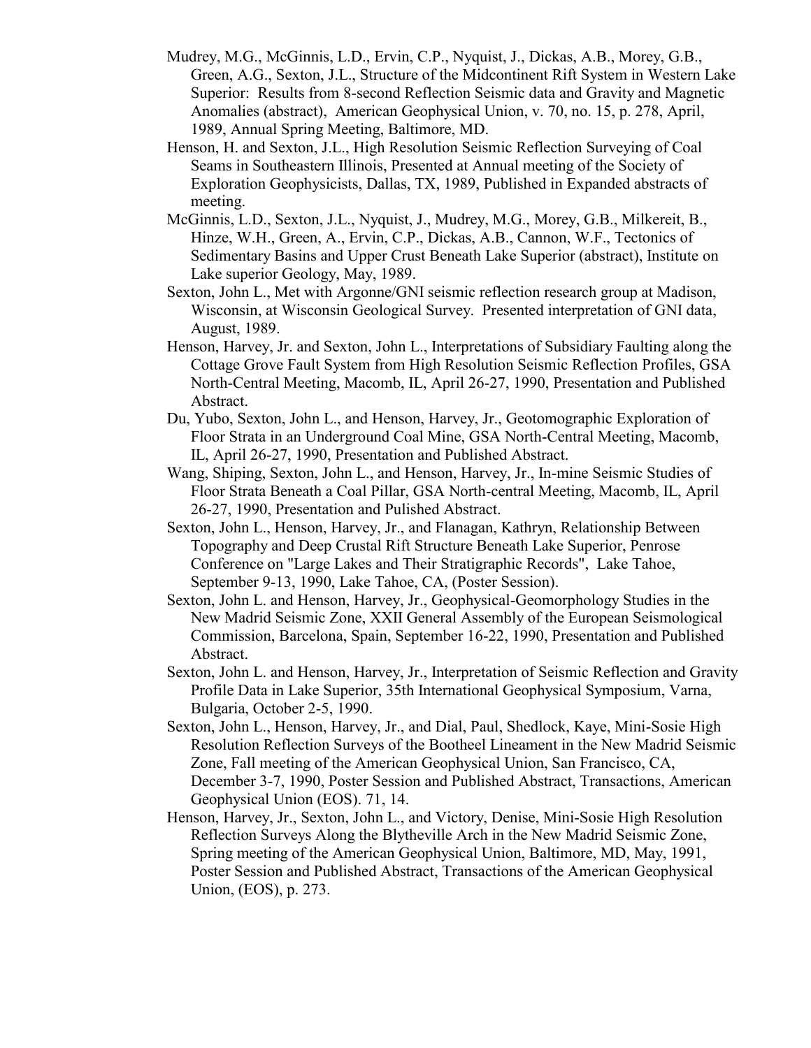Mudrey, M.G., McGinnis, L.D., Ervin, C.P., Nyquist, J., Dickas, A.B., Morey, G.B., Green, A.G., Sexton, J.L., Structure of the Midcontinent Rift System in Western Lake Superior: Results from 8-second Reflection Seismic data and Gravity and Magnetic Anomalies (abstract), American Geophysical Union, v. 70, no. 15, p. 278, April, 1989, Annual Spring Meeting, Baltimore, MD.

Henson, H. and Sexton, J.L., High Resolution Seismic Reflection Surveying of Coal Seams in Southeastern Illinois, Presented at Annual meeting of the Society of Exploration Geophysicists, Dallas, TX, 1989, Published in Expanded abstracts of meeting.

McGinnis, L.D., Sexton, J.L., Nyquist, J., Mudrey, M.G., Morey, G.B., Milkereit, B., Hinze, W.H., Green, A., Ervin, C.P., Dickas, A.B., Cannon, W.F., Tectonics of Sedimentary Basins and Upper Crust Beneath Lake Superior (abstract), Institute on Lake superior Geology, May, 1989.

Sexton, John L., Met with Argonne/GNI seismic reflection research group at Madison, Wisconsin, at Wisconsin Geological Survey. Presented interpretation of GNI data, August, 1989.

Henson, Harvey, Jr. and Sexton, John L., Interpretations of Subsidiary Faulting along the Cottage Grove Fault System from High Resolution Seismic Reflection Profiles, GSA North-Central Meeting, Macomb, IL, April 26-27, 1990, Presentation and Published Abstract.

Du, Yubo, Sexton, John L., and Henson, Harvey, Jr., Geotomographic Exploration of Floor Strata in an Underground Coal Mine, GSA North-Central Meeting, Macomb, IL, April 26-27, 1990, Presentation and Published Abstract.

Wang, Shiping, Sexton, John L., and Henson, Harvey, Jr., In-mine Seismic Studies of Floor Strata Beneath a Coal Pillar, GSA North-central Meeting, Macomb, IL, April 26-27, 1990, Presentation and Pulished Abstract.

Sexton, John L., Henson, Harvey, Jr., and Flanagan, Kathryn, Relationship Between Topography and Deep Crustal Rift Structure Beneath Lake Superior, Penrose Conference on "Large Lakes and Their Stratigraphic Records", Lake Tahoe, September 9-13, 1990, Lake Tahoe, CA, (Poster Session).

Sexton, John L. and Henson, Harvey, Jr., Geophysical-Geomorphology Studies in the New Madrid Seismic Zone, XXII General Assembly of the European Seismological Commission, Barcelona, Spain, September 16-22, 1990, Presentation and Published Abstract.

Sexton, John L. and Henson, Harvey, Jr., Interpretation of Seismic Reflection and Gravity Profile Data in Lake Superior, 35th International Geophysical Symposium, Varna, Bulgaria, October 2-5, 1990.

Sexton, John L., Henson, Harvey, Jr., and Dial, Paul, Shedlock, Kaye, Mini-Sosie High Resolution Reflection Surveys of the Bootheel Lineament in the New Madrid Seismic Zone, Fall meeting of the American Geophysical Union, San Francisco, CA, December 3-7, 1990, Poster Session and Published Abstract, Transactions, American Geophysical Union (EOS). 71, 14.

Henson, Harvey, Jr., Sexton, John L., and Victory, Denise, Mini-Sosie High Resolution Reflection Surveys Along the Blytheville Arch in the New Madrid Seismic Zone, Spring meeting of the American Geophysical Union, Baltimore, MD, May, 1991, Poster Session and Published Abstract, Transactions of the American Geophysical Union, (EOS), p. 273.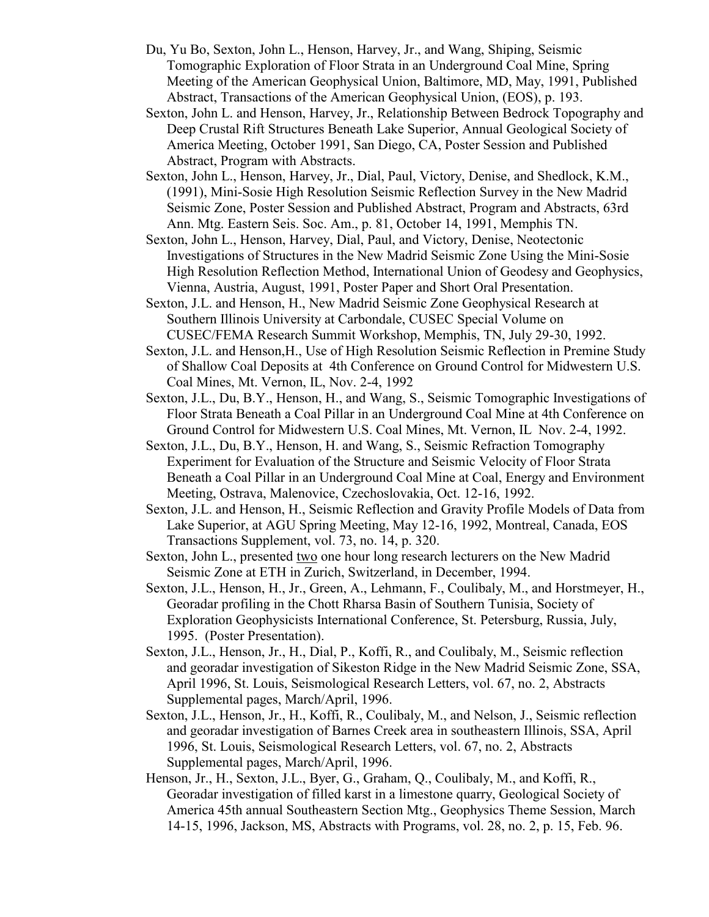Du, Yu Bo, Sexton, John L., Henson, Harvey, Jr., and Wang, Shiping, Seismic Tomographic Exploration of Floor Strata in an Underground Coal Mine, Spring Meeting of the American Geophysical Union, Baltimore, MD, May, 1991, Published Abstract, Transactions of the American Geophysical Union, (EOS), p. 193.

Sexton, John L. and Henson, Harvey, Jr., Relationship Between Bedrock Topography and Deep Crustal Rift Structures Beneath Lake Superior, Annual Geological Society of America Meeting, October 1991, San Diego, CA, Poster Session and Published Abstract, Program with Abstracts.

Sexton, John L., Henson, Harvey, Jr., Dial, Paul, Victory, Denise, and Shedlock, K.M., (1991), Mini-Sosie High Resolution Seismic Reflection Survey in the New Madrid Seismic Zone, Poster Session and Published Abstract, Program and Abstracts, 63rd Ann. Mtg. Eastern Seis. Soc. Am., p. 81, October 14, 1991, Memphis TN.

Sexton, John L., Henson, Harvey, Dial, Paul, and Victory, Denise, Neotectonic Investigations of Structures in the New Madrid Seismic Zone Using the Mini-Sosie High Resolution Reflection Method, International Union of Geodesy and Geophysics, Vienna, Austria, August, 1991, Poster Paper and Short Oral Presentation.

Sexton, J.L. and Henson, H., New Madrid Seismic Zone Geophysical Research at Southern Illinois University at Carbondale, CUSEC Special Volume on CUSEC/FEMA Research Summit Workshop, Memphis, TN, July 29-30, 1992.

Sexton, J.L. and Henson,H., Use of High Resolution Seismic Reflection in Premine Study of Shallow Coal Deposits at 4th Conference on Ground Control for Midwestern U.S. Coal Mines, Mt. Vernon, IL, Nov. 2-4, 1992

Sexton, J.L., Du, B.Y., Henson, H., and Wang, S., Seismic Tomographic Investigations of Floor Strata Beneath a Coal Pillar in an Underground Coal Mine at 4th Conference on Ground Control for Midwestern U.S. Coal Mines, Mt. Vernon, IL Nov. 2-4, 1992.

Sexton, J.L., Du, B.Y., Henson, H. and Wang, S., Seismic Refraction Tomography Experiment for Evaluation of the Structure and Seismic Velocity of Floor Strata Beneath a Coal Pillar in an Underground Coal Mine at Coal, Energy and Environment Meeting, Ostrava, Malenovice, Czechoslovakia, Oct. 12-16, 1992.

Sexton, J.L. and Henson, H., Seismic Reflection and Gravity Profile Models of Data from Lake Superior, at AGU Spring Meeting, May 12-16, 1992, Montreal, Canada, EOS Transactions Supplement, vol. 73, no. 14, p. 320.

Sexton, John L., presented <u>two</u> one hour long research lecturers on the New Madrid Seismic Zone at ETH in Zurich, Switzerland, in December, 1994.

Sexton, J.L., Henson, H., Jr., Green, A., Lehmann, F., Coulibaly, M., and Horstmeyer, H., Georadar profiling in the Chott Rharsa Basin of Southern Tunisia, Society of Exploration Geophysicists International Conference, St. Petersburg, Russia, July, 1995. (Poster Presentation).

Sexton, J.L., Henson, Jr., H., Dial, P., Koffi, R., and Coulibaly, M., Seismic reflection and georadar investigation of Sikeston Ridge in the New Madrid Seismic Zone, SSA, April 1996, St. Louis, Seismological Research Letters, vol. 67, no. 2, Abstracts Supplemental pages, March/April, 1996.

Sexton, J.L., Henson, Jr., H., Koffi, R., Coulibaly, M., and Nelson, J., Seismic reflection and georadar investigation of Barnes Creek area in southeastern Illinois, SSA, April 1996, St. Louis, Seismological Research Letters, vol. 67, no. 2, Abstracts Supplemental pages, March/April, 1996.

Henson, Jr., H., Sexton, J.L., Byer, G., Graham, Q., Coulibaly, M., and Koffi, R., Georadar investigation of filled karst in a limestone quarry, Geological Society of America 45th annual Southeastern Section Mtg., Geophysics Theme Session, March 14-15, 1996, Jackson, MS, Abstracts with Programs, vol. 28, no. 2, p. 15, Feb. 96.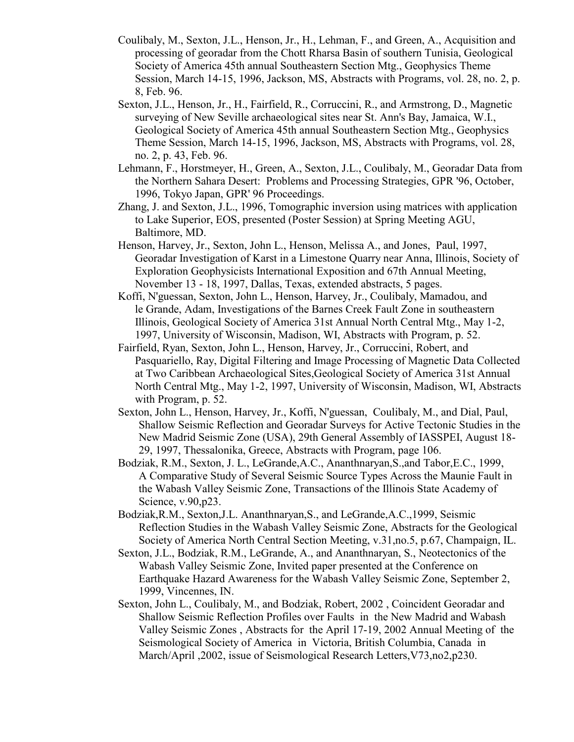Coulibaly, M., Sexton, J.L., Henson, Jr., H., Lehman, F., and Green, A., Acquisition and processing of georadar from the Chott Rharsa Basin of southern Tunisia, Geological Society of America 45th annual Southeastern Section Mtg., Geophysics Theme Session, March 14-15, 1996, Jackson, MS, Abstracts with Programs, vol. 28, no. 2, p. 8, Feb. 96.

Sexton, J.L., Henson, Jr., H., Fairfield, R., Corruccini, R., and Armstrong, D., Magnetic surveying of New Seville archaeological sites near St. Ann's Bay, Jamaica, W.I., Geological Society of America 45th annual Southeastern Section Mtg., Geophysics Theme Session, March 14-15, 1996, Jackson, MS, Abstracts with Programs, vol. 28, no. 2, p. 43, Feb. 96.

Lehmann, F., Horstmeyer, H., Green, A., Sexton, J.L., Coulibaly, M., Georadar Data from the Northern Sahara Desert: Problems and Processing Strategies, GPR '96, October, 1996, Tokyo Japan, GPR' 96 Proceedings.

Zhang, J. and Sexton, J.L., 1996, Tomographic inversion using matrices with application to Lake Superior, EOS, presented (Poster Session) at Spring Meeting AGU, Baltimore, MD.

Henson, Harvey, Jr., Sexton, John L., Henson, Melissa A., and Jones, Paul, 1997, Georadar Investigation of Karst in a Limestone Quarry near Anna, Illinois, Society of Exploration Geophysicists International Exposition and 67th Annual Meeting, November 13 - 18, 1997, Dallas, Texas, extended abstracts, 5 pages.

Koffi, N'guessan, Sexton, John L., Henson, Harvey, Jr., Coulibaly, Mamadou, and le Grande, Adam, Investigations of the Barnes Creek Fault Zone in southeastern Illinois, Geological Society of America 31st Annual North Central Mtg., May 1-2, 1997, University of Wisconsin, Madison, WI, Abstracts with Program, p. 52.

Fairfield, Ryan, Sexton, John L., Henson, Harvey, Jr., Corruccini, Robert, and Pasquariello, Ray, Digital Filtering and Image Processing of Magnetic Data Collected at Two Caribbean Archaeological Sites,Geological Society of America 31st Annual North Central Mtg., May 1-2, 1997, University of Wisconsin, Madison, WI, Abstracts with Program, p. 52.

Sexton, John L., Henson, Harvey, Jr., Koffi, N'guessan, Coulibaly, M., and Dial, Paul, Shallow Seismic Reflection and Georadar Surveys for Active Tectonic Studies in the New Madrid Seismic Zone (USA), 29th General Assembly of IASSPEI, August 18-29, 1997, Thessalonika, Greece, Abstracts with Program, page 106.

Bodziak, R.M., Sexton, J. L., LeGrande,A.C., Ananthnaryan,S.,and Tabor,E.C., 1999, A Comparative Study of Several Seismic Source Types Across the Maunie Fault in the Wabash Valley Seismic Zone, Transactions of the Illinois State Academy of Science, v.90,p23.

Bodziak,R.M., Sexton,J.L. Ananthnaryan,S., and LeGrande,A.C.,1999, Seismic Reflection Studies in the Wabash Valley Seismic Zone, Abstracts for the Geological Society of America North Central Section Meeting, v.31,no.5, p.67, Champaign, IL.

Sexton, J.L., Bodziak, R.M., LeGrande, A., and Ananthnaryan, S., Neotectonics of the Wabash Valley Seismic Zone, Invited paper presented at the Conference on Earthquake Hazard Awareness for the Wabash Valley Seismic Zone, September 2, 1999, Vincennes, IN.

Sexton, John L., Coulibaly, M., and Bodziak, Robert, 2002 , Coincident Georadar and Shallow Seismic Reflection Profiles over Faults in the New Madrid and Wabash Valley Seismic Zones , Abstracts for the April 17-19, 2002 Annual Meeting of the Seismological Society of America in Victoria, British Columbia, Canada in March/April ,2002, issue of Seismological Research Letters,V73,no2,p230.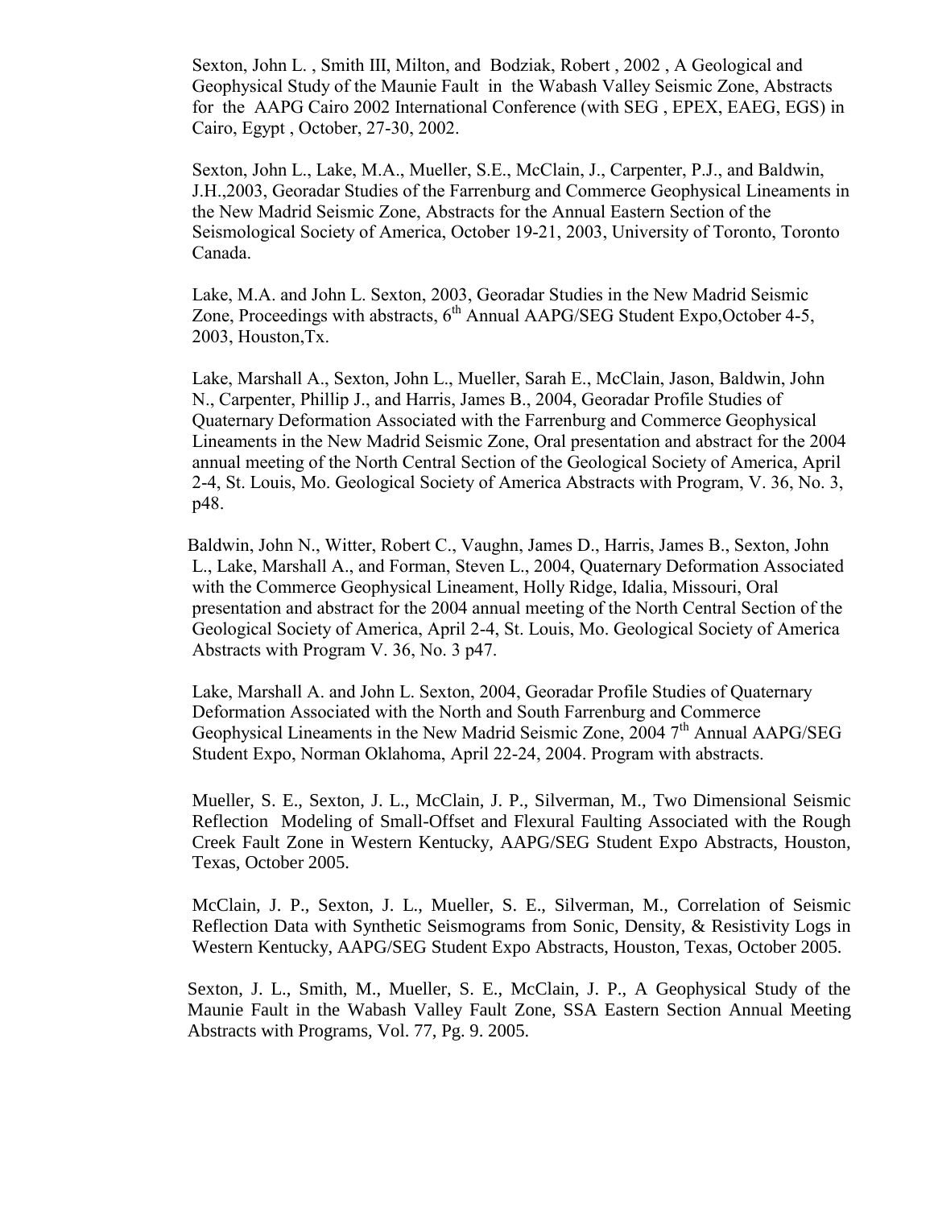Sexton, John L. , Smith III, Milton, and Bodziak, Robert , 2002 , A Geological and Geophysical Study of the Maunie Fault in the Wabash Valley Seismic Zone, Abstracts for the AAPG Cairo 2002 International Conference (with SEG , EPEX, EAEG, EGS) in Cairo, Egypt , October, 27-30, 2002.

Sexton, John L., Lake, M.A., Mueller, S.E., McClain, J., Carpenter, P.J., and Baldwin, J.H.,2003, Georadar Studies of the Farrenburg and Commerce Geophysical Lineaments in the New Madrid Seismic Zone, Abstracts for the Annual Eastern Section of the Seismological Society of America, October 19-21, 2003, University of Toronto, Toronto Canada.

Lake, M.A. and John L. Sexton, 2003, Georadar Studies in the New Madrid Seismic Zone, Proceedings with abstracts, 6th Annual AAPG/SEG Student Expo,October 4-5, 2003, Houston,Tx.

Lake, Marshall A., Sexton, John L., Mueller, Sarah E., McClain, Jason, Baldwin, John N., Carpenter, Phillip J., and Harris, James B., 2004, Georadar Profile Studies of Quaternary Deformation Associated with the Farrenburg and Commerce Geophysical Lineaments in the New Madrid Seismic Zone, Oral presentation and abstract for the 2004 annual meeting of the North Central Section of the Geological Society of America, April 2-4, St. Louis, Mo. Geological Society of America Abstracts with Program, V. 36, No. 3, p48.

Baldwin, John N., Witter, Robert C., Vaughn, James D., Harris, James B., Sexton, John L., Lake, Marshall A., and Forman, Steven L., 2004, Quaternary Deformation Associated with the Commerce Geophysical Lineament, Holly Ridge, Idalia, Missouri, Oral presentation and abstract for the 2004 annual meeting of the North Central Section of the Geological Society of America, April 2-4, St. Louis, Mo. Geological Society of America Abstracts with Program V. 36, No. 3 p47.

Lake, Marshall A. and John L. Sexton, 2004, Georadar Profile Studies of Quaternary Deformation Associated with the North and South Farrenburg and Commerce Geophysical Lineaments in the New Madrid Seismic Zone, 2004 7th Annual AAPG/SEG Student Expo, Norman Oklahoma, April 22-24, 2004. Program with abstracts.

Mueller, S. E., Sexton, J. L., McClain, J. P., Silverman, M., Two Dimensional Seismic Reflection Modeling of Small-Offset and Flexural Faulting Associated with the Rough Creek Fault Zone in Western Kentucky, AAPG/SEG Student Expo Abstracts, Houston, Texas, October 2005.

McClain, J. P., Sexton, J. L., Mueller, S. E., Silverman, M., Correlation of Seismic Reflection Data with Synthetic Seismograms from Sonic, Density, & Resistivity Logs in Western Kentucky, AAPG/SEG Student Expo Abstracts, Houston, Texas, October 2005.

Sexton, J. L., Smith, M., Mueller, S. E., McClain, J. P., A Geophysical Study of the Maunie Fault in the Wabash Valley Fault Zone, SSA Eastern Section Annual Meeting Abstracts with Programs, Vol. 77, Pg. 9. 2005.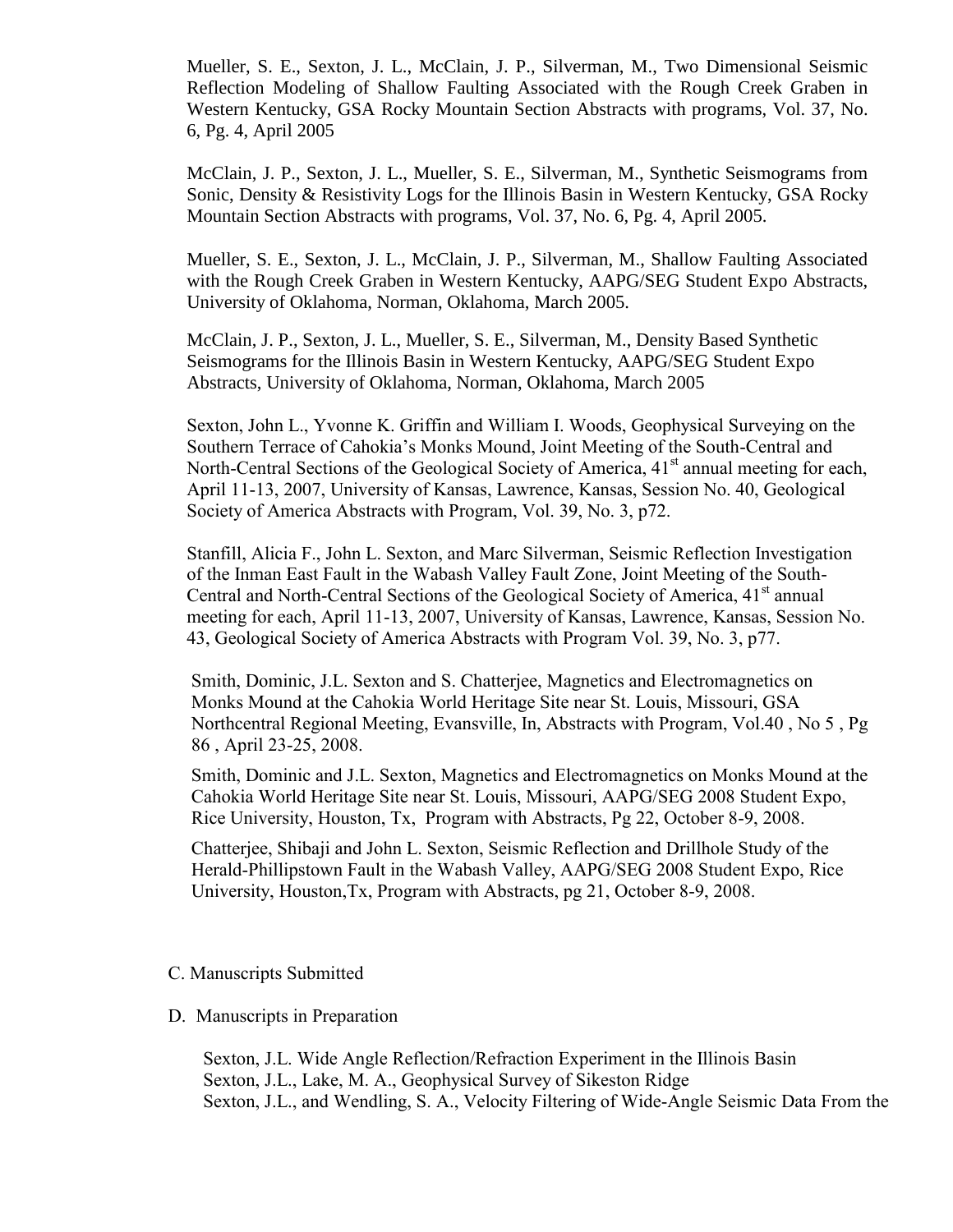Mueller, S. E., Sexton, J. L., McClain, J. P., Silverman, M., Two Dimensional Seismic Reflection Modeling of Shallow Faulting Associated with the Rough Creek Graben in Western Kentucky, GSA Rocky Mountain Section Abstracts with programs, Vol. 37, No. 6, Pg. 4, April 2005

McClain, J. P., Sexton, J. L., Mueller, S. E., Silverman, M., Synthetic Seismograms from Sonic, Density & Resistivity Logs for the Illinois Basin in Western Kentucky, GSA Rocky Mountain Section Abstracts with programs, Vol. 37, No. 6, Pg. 4, April 2005.

Mueller, S. E., Sexton, J. L., McClain, J. P., Silverman, M., Shallow Faulting Associated with the Rough Creek Graben in Western Kentucky, AAPG/SEG Student Expo Abstracts, University of Oklahoma, Norman, Oklahoma, March 2005.

McClain, J. P., Sexton, J. L., Mueller, S. E., Silverman, M., Density Based Synthetic Seismograms for the Illinois Basin in Western Kentucky, AAPG/SEG Student Expo Abstracts, University of Oklahoma, Norman, Oklahoma, March 2005

Sexton, John L., Yvonne K. Griffin and William I. Woods, Geophysical Surveying on the Southern Terrace of Cahokia's Monks Mound, Joint Meeting of the South-Central and North-Central Sections of the Geological Society of America, 41st annual meeting for each, April 11-13, 2007, University of Kansas, Lawrence, Kansas, Session No. 40, Geological Society of America Abstracts with Program, Vol. 39, No. 3, p72.

Stanfill, Alicia F., John L. Sexton, and Marc Silverman, Seismic Reflection Investigation of the Inman East Fault in the Wabash Valley Fault Zone, Joint Meeting of the South-Central and North-Central Sections of the Geological Society of America, 41st annual meeting for each, April 11-13, 2007, University of Kansas, Lawrence, Kansas, Session No. 43, Geological Society of America Abstracts with Program Vol. 39, No. 3, p77.

Smith, Dominic, J.L. Sexton and S. Chatterjee, Magnetics and Electromagnetics on Monks Mound at the Cahokia World Heritage Site near St. Louis, Missouri, GSA Northcentral Regional Meeting, Evansville, In, Abstracts with Program, Vol.40 , No 5 , Pg 86 , April 23-25, 2008.

Smith, Dominic and J.L. Sexton, Magnetics and Electromagnetics on Monks Mound at the Cahokia World Heritage Site near St. Louis, Missouri, AAPG/SEG 2008 Student Expo, Rice University, Houston, Tx, Program with Abstracts, Pg 22, October 8-9, 2008.

Chatterjee, Shibaji and John L. Sexton, Seismic Reflection and Drillhole Study of the Herald-Phillipstown Fault in the Wabash Valley, AAPG/SEG 2008 Student Expo, Rice University, Houston,Tx, Program with Abstracts, pg 21, October 8-9, 2008.

C. Manuscripts Submitted

D. Manuscripts in Preparation

Sexton, J.L. Wide Angle Reflection/Refraction Experiment in the Illinois Basin
Sexton, J.L., Lake, M. A., Geophysical Survey of Sikeston Ridge
Sexton, J.L., and Wendling, S. A., Velocity Filtering of Wide-Angle Seismic Data From the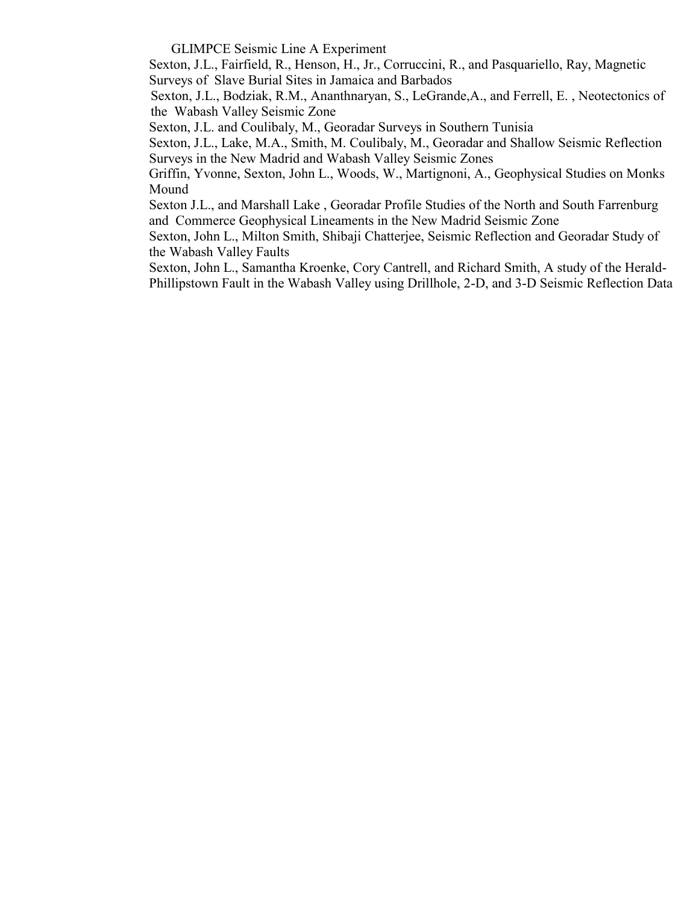GLIMPCE Seismic Line A Experiment

Sexton, J.L., Fairfield, R., Henson, H., Jr., Corruccini, R., and Pasquariello, Ray, Magnetic Surveys of Slave Burial Sites in Jamaica and Barbados

Sexton, J.L., Bodziak, R.M., Ananthnaryan, S., LeGrande,A., and Ferrell, E. , Neotectonics of the Wabash Valley Seismic Zone

Sexton, J.L. and Coulibaly, M., Georadar Surveys in Southern Tunisia

Sexton, J.L., Lake, M.A., Smith, M. Coulibaly, M., Georadar and Shallow Seismic Reflection Surveys in the New Madrid and Wabash Valley Seismic Zones

Griffin, Yvonne, Sexton, John L., Woods, W., Martignoni, A., Geophysical Studies on Monks Mound

Sexton J.L., and Marshall Lake , Georadar Profile Studies of the North and South Farrenburg and Commerce Geophysical Lineaments in the New Madrid Seismic Zone

Sexton, John L., Milton Smith, Shibaji Chatterjee, Seismic Reflection and Georadar Study of the Wabash Valley Faults

Sexton, John L., Samantha Kroenke, Cory Cantrell, and Richard Smith, A study of the Herald-Phillipstown Fault in the Wabash Valley using Drillhole, 2-D, and 3-D Seismic Reflection Data